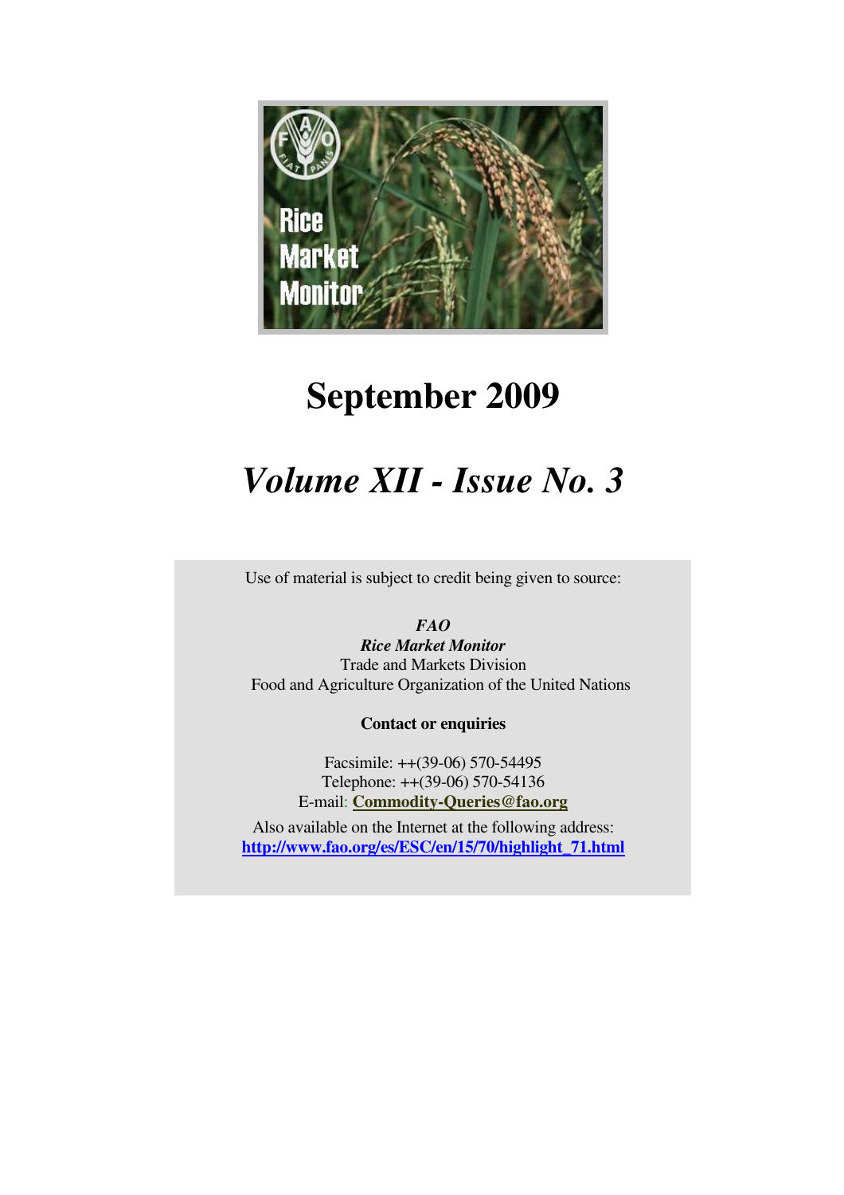# Rice Market Monitor

# September 2009

## *Volume XII - Issue No. 3*

Use of material is subject to credit being given to source:

***FAO***
***Rice Market Monitor***
Trade and Markets Division
Food and Agriculture Organization of the United Nations

**Contact or enquiries**

Facsimile: ++(39-06) 570-54495
Telephone: ++(39-06) 570-54136
E-mail: **Commodity-Queries@fao.org**

Also available on the Internet at the following address:
**http://www.fao.org/es/ESC/en/15/70/highlight_71.html**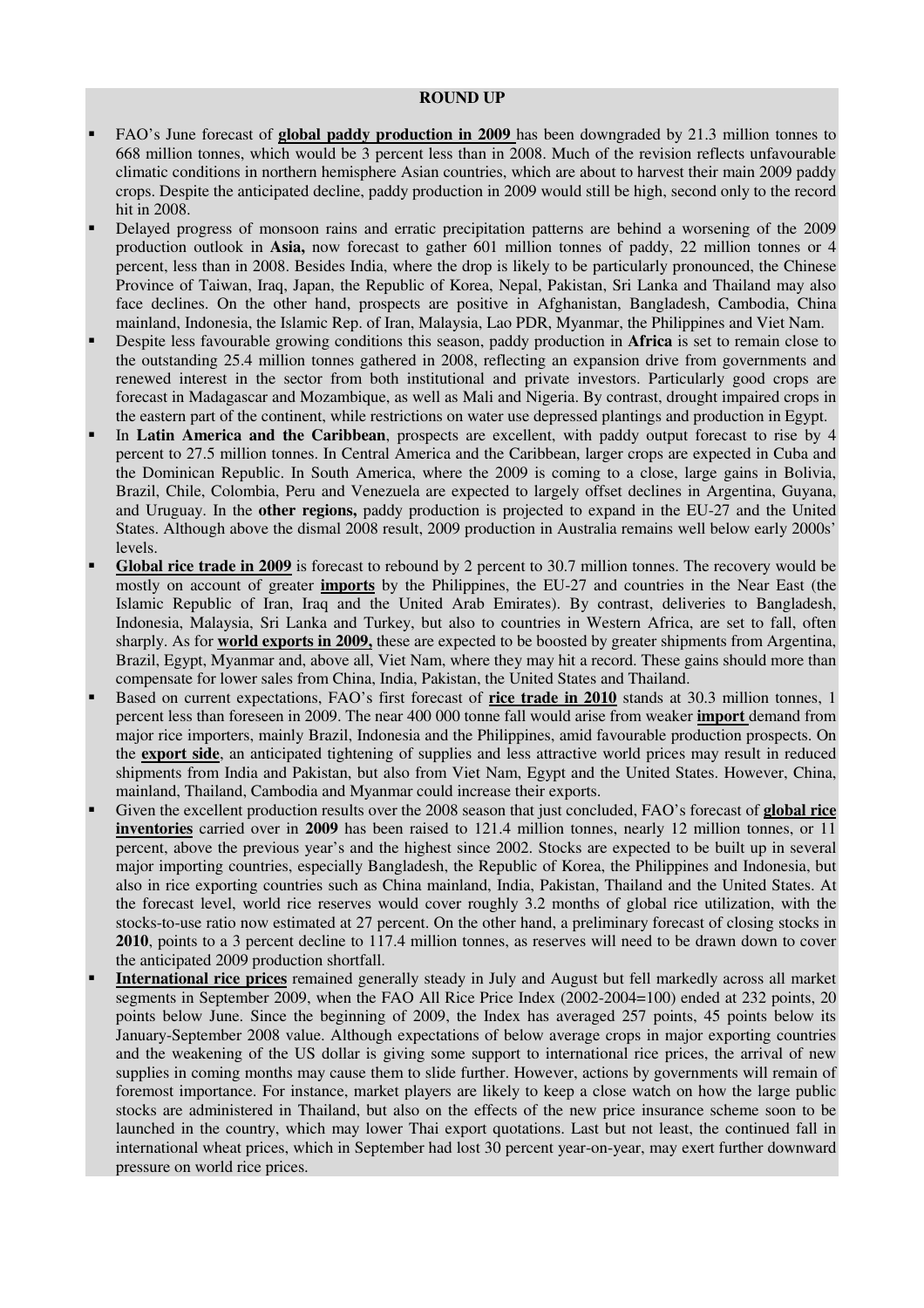## ROUND UP

- FAO's June forecast of **global paddy production in 2009** has been downgraded by 21.3 million tonnes to 668 million tonnes, which would be 3 percent less than in 2008. Much of the revision reflects unfavourable climatic conditions in northern hemisphere Asian countries, which are about to harvest their main 2009 paddy crops. Despite the anticipated decline, paddy production in 2009 would still be high, second only to the record hit in 2008.
- Delayed progress of monsoon rains and erratic precipitation patterns are behind a worsening of the 2009 production outlook in **Asia,** now forecast to gather 601 million tonnes of paddy, 22 million tonnes or 4 percent, less than in 2008. Besides India, where the drop is likely to be particularly pronounced, the Chinese Province of Taiwan, Iraq, Japan, the Republic of Korea, Nepal, Pakistan, Sri Lanka and Thailand may also face declines. On the other hand, prospects are positive in Afghanistan, Bangladesh, Cambodia, China mainland, Indonesia, the Islamic Rep. of Iran, Malaysia, Lao PDR, Myanmar, the Philippines and Viet Nam.
- Despite less favourable growing conditions this season, paddy production in **Africa** is set to remain close to the outstanding 25.4 million tonnes gathered in 2008, reflecting an expansion drive from governments and renewed interest in the sector from both institutional and private investors. Particularly good crops are forecast in Madagascar and Mozambique, as well as Mali and Nigeria. By contrast, drought impaired crops in the eastern part of the continent, while restrictions on water use depressed plantings and production in Egypt.
- In **Latin America and the Caribbean**, prospects are excellent, with paddy output forecast to rise by 4 percent to 27.5 million tonnes. In Central America and the Caribbean, larger crops are expected in Cuba and the Dominican Republic. In South America, where the 2009 is coming to a close, large gains in Bolivia, Brazil, Chile, Colombia, Peru and Venezuela are expected to largely offset declines in Argentina, Guyana, and Uruguay. In the **other regions,** paddy production is projected to expand in the EU-27 and the United States. Although above the dismal 2008 result, 2009 production in Australia remains well below early 2000s' levels.
- **Global rice trade in 2009** is forecast to rebound by 2 percent to 30.7 million tonnes. The recovery would be mostly on account of greater **imports** by the Philippines, the EU-27 and countries in the Near East (the Islamic Republic of Iran, Iraq and the United Arab Emirates). By contrast, deliveries to Bangladesh, Indonesia, Malaysia, Sri Lanka and Turkey, but also to countries in Western Africa, are set to fall, often sharply. As for **world exports in 2009,** these are expected to be boosted by greater shipments from Argentina, Brazil, Egypt, Myanmar and, above all, Viet Nam, where they may hit a record. These gains should more than compensate for lower sales from China, India, Pakistan, the United States and Thailand.
- Based on current expectations, FAO's first forecast of **rice trade in 2010** stands at 30.3 million tonnes, 1 percent less than foreseen in 2009. The near 400 000 tonne fall would arise from weaker **import** demand from major rice importers, mainly Brazil, Indonesia and the Philippines, amid favourable production prospects. On the **export side**, an anticipated tightening of supplies and less attractive world prices may result in reduced shipments from India and Pakistan, but also from Viet Nam, Egypt and the United States. However, China, mainland, Thailand, Cambodia and Myanmar could increase their exports.
- Given the excellent production results over the 2008 season that just concluded, FAO's forecast of **global rice inventories** carried over in **2009** has been raised to 121.4 million tonnes, nearly 12 million tonnes, or 11 percent, above the previous year's and the highest since 2002. Stocks are expected to be built up in several major importing countries, especially Bangladesh, the Republic of Korea, the Philippines and Indonesia, but also in rice exporting countries such as China mainland, India, Pakistan, Thailand and the United States. At the forecast level, world rice reserves would cover roughly 3.2 months of global rice utilization, with the stocks-to-use ratio now estimated at 27 percent. On the other hand, a preliminary forecast of closing stocks in **2010**, points to a 3 percent decline to 117.4 million tonnes, as reserves will need to be drawn down to cover the anticipated 2009 production shortfall.
- **International rice prices** remained generally steady in July and August but fell markedly across all market segments in September 2009, when the FAO All Rice Price Index (2002-2004=100) ended at 232 points, 20 points below June. Since the beginning of 2009, the Index has averaged 257 points, 45 points below its January-September 2008 value. Although expectations of below average crops in major exporting countries and the weakening of the US dollar is giving some support to international rice prices, the arrival of new supplies in coming months may cause them to slide further. However, actions by governments will remain of foremost importance. For instance, market players are likely to keep a close watch on how the large public stocks are administered in Thailand, but also on the effects of the new price insurance scheme soon to be launched in the country, which may lower Thai export quotations. Last but not least, the continued fall in international wheat prices, which in September had lost 30 percent year-on-year, may exert further downward pressure on world rice prices.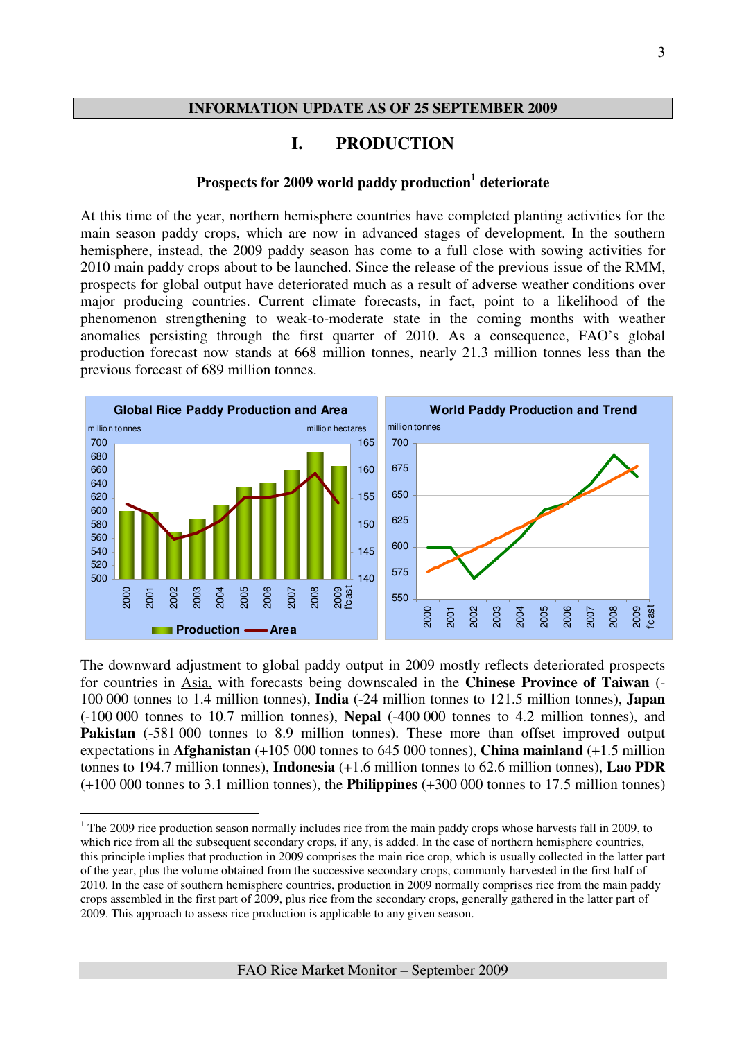**INFORMATION UPDATE AS OF 25 SEPTEMBER 2009**

# I. PRODUCTION

### Prospects for 2009 world paddy production[1] deteriorate

At this time of the year, northern hemisphere countries have completed planting activities for the main season paddy crops, which are now in advanced stages of development. In the southern hemisphere, instead, the 2009 paddy season has come to a full close with sowing activities for 2010 main paddy crops about to be launched. Since the release of the previous issue of the RMM, prospects for global output have deteriorated much as a result of adverse weather conditions over major producing countries. Current climate forecasts, in fact, point to a likelihood of the phenomenon strengthening to weak-to-moderate state in the coming months with weather anomalies persisting through the first quarter of 2010. As a consequence, FAO's global production forecast now stands at 668 million tonnes, nearly 21.3 million tonnes less than the previous forecast of 689 million tonnes.

The downward adjustment to global paddy output in 2009 mostly reflects deteriorated prospects for countries in Asia, with forecasts being downscaled in the **Chinese Province of Taiwan** (-100 000 tonnes to 1.4 million tonnes), **India** (-24 million tonnes to 121.5 million tonnes), **Japan** (-100 000 tonnes to 10.7 million tonnes), **Nepal** (-400 000 tonnes to 4.2 million tonnes), and **Pakistan** (-581 000 tonnes to 8.9 million tonnes). These more than offset improved output expectations in **Afghanistan** (+105 000 tonnes to 645 000 tonnes), **China mainland** (+1.5 million tonnes to 194.7 million tonnes), **Indonesia** (+1.6 million tonnes to 62.6 million tonnes), **Lao PDR** (+100 000 tonnes to 3.1 million tonnes), the **Philippines** (+300 000 tonnes to 17.5 million tonnes)

[1] The 2009 rice production season normally includes rice from the main paddy crops whose harvests fall in 2009, to which rice from all the subsequent secondary crops, if any, is added. In the case of northern hemisphere countries, this principle implies that production in 2009 comprises the main rice crop, which is usually collected in the latter part of the year, plus the volume obtained from the successive secondary crops, commonly harvested in the first half of 2010. In the case of southern hemisphere countries, production in 2009 normally comprises rice from the main paddy crops assembled in the first part of 2009, plus rice from the secondary crops, generally gathered in the latter part of 2009. This approach to assess rice production is applicable to any given season.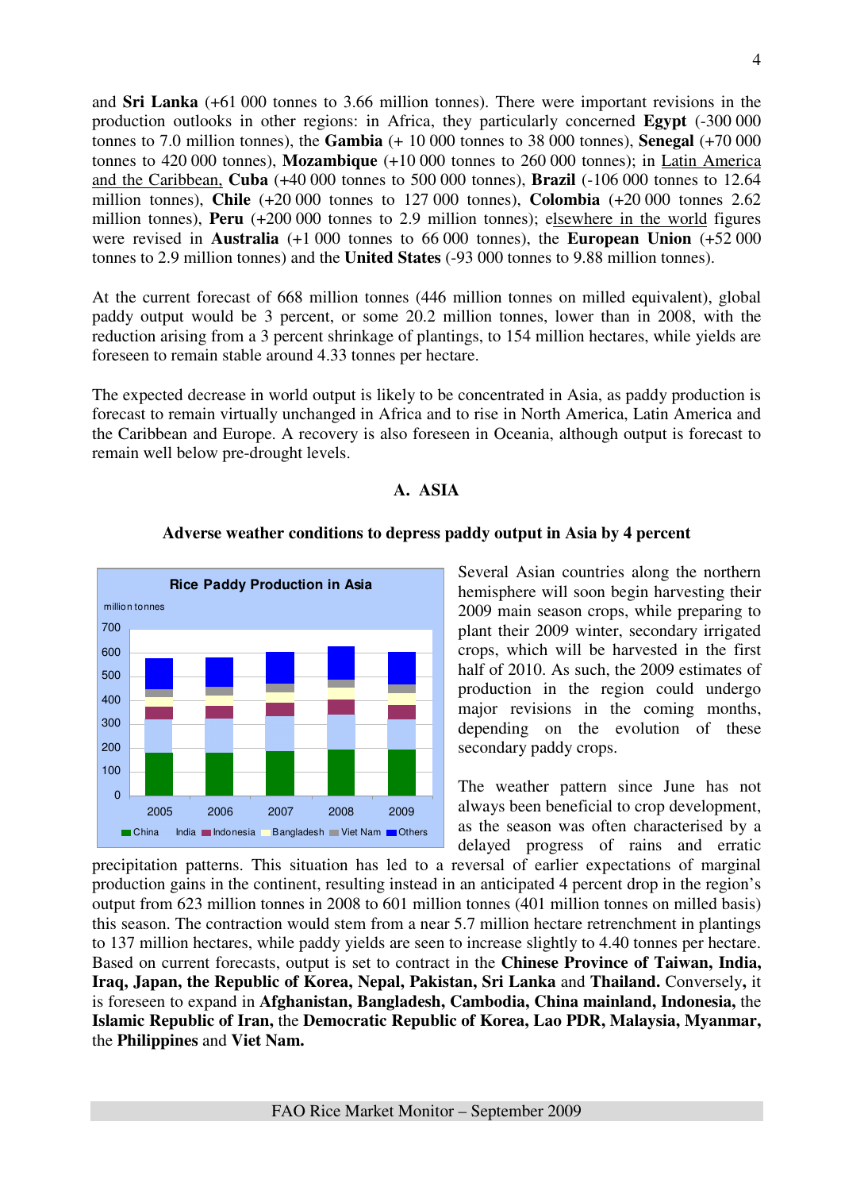and **Sri Lanka** (+61 000 tonnes to 3.66 million tonnes). There were important revisions in the production outlooks in other regions: in Africa, they particularly concerned **Egypt** (-300 000 tonnes to 7.0 million tonnes), the **Gambia** (+ 10 000 tonnes to 38 000 tonnes), **Senegal** (+70 000 tonnes to 420 000 tonnes), **Mozambique** (+10 000 tonnes to 260 000 tonnes); in Latin America and the Caribbean, **Cuba** (+40 000 tonnes to 500 000 tonnes), **Brazil** (-106 000 tonnes to 12.64 million tonnes), **Chile** (+20 000 tonnes to 127 000 tonnes), **Colombia** (+20 000 tonnes 2.62 million tonnes), **Peru** (+200 000 tonnes to 2.9 million tonnes); elsewhere in the world figures were revised in **Australia** (+1 000 tonnes to 66 000 tonnes), the **European Union** (+52 000 tonnes to 2.9 million tonnes) and the **United States** (-93 000 tonnes to 9.88 million tonnes).

At the current forecast of 668 million tonnes (446 million tonnes on milled equivalent), global paddy output would be 3 percent, or some 20.2 million tonnes, lower than in 2008, with the reduction arising from a 3 percent shrinkage of plantings, to 154 million hectares, while yields are foreseen to remain stable around 4.33 tonnes per hectare.

The expected decrease in world output is likely to be concentrated in Asia, as paddy production is forecast to remain virtually unchanged in Africa and to rise in North America, Latin America and the Caribbean and Europe. A recovery is also foreseen in Oceania, although output is forecast to remain well below pre-drought levels.

## A. ASIA

### Adverse weather conditions to depress paddy output in Asia by 4 percent

**Rice Paddy Production in Asia**

million tonnes

Legend: China, India, Indonesia, Bangladesh, Viet Nam, Others (years 2005–2009)

Several Asian countries along the northern hemisphere will soon begin harvesting their 2009 main season crops, while preparing to plant their 2009 winter, secondary irrigated crops, which will be harvested in the first half of 2010. As such, the 2009 estimates of production in the region could undergo major revisions in the coming months, depending on the evolution of these secondary paddy crops.

The weather pattern since June has not always been beneficial to crop development, as the season was often characterised by a delayed progress of rains and erratic precipitation patterns. This situation has led to a reversal of earlier expectations of marginal production gains in the continent, resulting instead in an anticipated 4 percent drop in the region's output from 623 million tonnes in 2008 to 601 million tonnes (401 million tonnes on milled basis) this season. The contraction would stem from a near 5.7 million hectare retrenchment in plantings to 137 million hectares, while paddy yields are seen to increase slightly to 4.40 tonnes per hectare. Based on current forecasts, output is set to contract in the **Chinese Province of Taiwan, India, Iraq, Japan, the Republic of Korea, Nepal, Pakistan, Sri Lanka** and **Thailand.** Conversely**,** it is foreseen to expand in **Afghanistan, Bangladesh, Cambodia, China mainland, Indonesia,** the **Islamic Republic of Iran,** the **Democratic Republic of Korea, Lao PDR, Malaysia, Myanmar,** the **Philippines** and **Viet Nam.**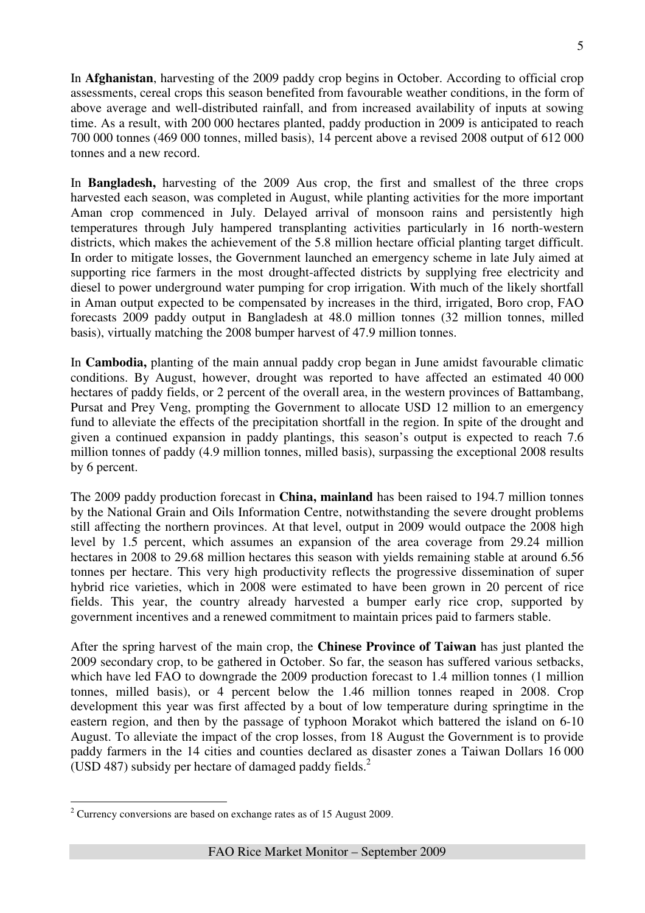In **Afghanistan**, harvesting of the 2009 paddy crop begins in October. According to official crop assessments, cereal crops this season benefited from favourable weather conditions, in the form of above average and well-distributed rainfall, and from increased availability of inputs at sowing time. As a result, with 200 000 hectares planted, paddy production in 2009 is anticipated to reach 700 000 tonnes (469 000 tonnes, milled basis), 14 percent above a revised 2008 output of 612 000 tonnes and a new record.

In **Bangladesh,** harvesting of the 2009 Aus crop, the first and smallest of the three crops harvested each season, was completed in August, while planting activities for the more important Aman crop commenced in July. Delayed arrival of monsoon rains and persistently high temperatures through July hampered transplanting activities particularly in 16 north-western districts, which makes the achievement of the 5.8 million hectare official planting target difficult. In order to mitigate losses, the Government launched an emergency scheme in late July aimed at supporting rice farmers in the most drought-affected districts by supplying free electricity and diesel to power underground water pumping for crop irrigation. With much of the likely shortfall in Aman output expected to be compensated by increases in the third, irrigated, Boro crop, FAO forecasts 2009 paddy output in Bangladesh at 48.0 million tonnes (32 million tonnes, milled basis), virtually matching the 2008 bumper harvest of 47.9 million tonnes.

In **Cambodia,** planting of the main annual paddy crop began in June amidst favourable climatic conditions. By August, however, drought was reported to have affected an estimated 40 000 hectares of paddy fields, or 2 percent of the overall area, in the western provinces of Battambang, Pursat and Prey Veng, prompting the Government to allocate USD 12 million to an emergency fund to alleviate the effects of the precipitation shortfall in the region. In spite of the drought and given a continued expansion in paddy plantings, this season's output is expected to reach 7.6 million tonnes of paddy (4.9 million tonnes, milled basis), surpassing the exceptional 2008 results by 6 percent.

The 2009 paddy production forecast in **China, mainland** has been raised to 194.7 million tonnes by the National Grain and Oils Information Centre, notwithstanding the severe drought problems still affecting the northern provinces. At that level, output in 2009 would outpace the 2008 high level by 1.5 percent, which assumes an expansion of the area coverage from 29.24 million hectares in 2008 to 29.68 million hectares this season with yields remaining stable at around 6.56 tonnes per hectare. This very high productivity reflects the progressive dissemination of super hybrid rice varieties, which in 2008 were estimated to have been grown in 20 percent of rice fields. This year, the country already harvested a bumper early rice crop, supported by government incentives and a renewed commitment to maintain prices paid to farmers stable.

After the spring harvest of the main crop, the **Chinese Province of Taiwan** has just planted the 2009 secondary crop, to be gathered in October. So far, the season has suffered various setbacks, which have led FAO to downgrade the 2009 production forecast to 1.4 million tonnes (1 million tonnes, milled basis), or 4 percent below the 1.46 million tonnes reaped in 2008. Crop development this year was first affected by a bout of low temperature during springtime in the eastern region, and then by the passage of typhoon Morakot which battered the island on 6-10 August. To alleviate the impact of the crop losses, from 18 August the Government is to provide paddy farmers in the 14 cities and counties declared as disaster zones a Taiwan Dollars 16 000 (USD 487) subsidy per hectare of damaged paddy fields.[2]

---

[2] Currency conversions are based on exchange rates as of 15 August 2009.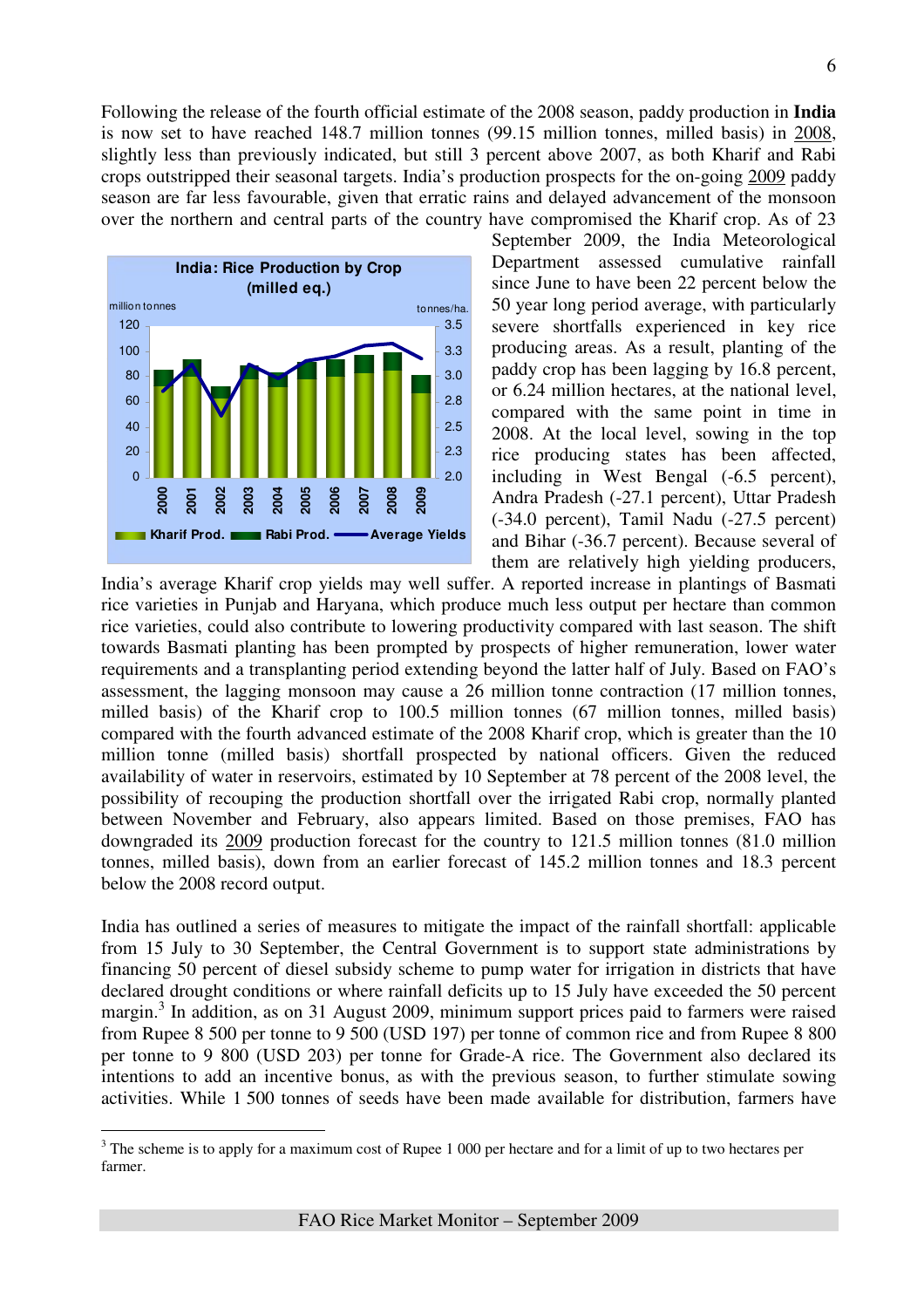Following the release of the fourth official estimate of the 2008 season, paddy production in **India** is now set to have reached 148.7 million tonnes (99.15 million tonnes, milled basis) in 2008, slightly less than previously indicated, but still 3 percent above 2007, as both Kharif and Rabi crops outstripped their seasonal targets. India's production prospects for the on-going 2009 paddy season are far less favourable, given that erratic rains and delayed advancement of the monsoon over the northern and central parts of the country have compromised the Kharif crop. As of 23 September 2009, the India Meteorological Department assessed cumulative rainfall since June to have been 22 percent below the 50 year long period average, with particularly severe shortfalls experienced in key rice producing areas. As a result, planting of the paddy crop has been lagging by 16.8 percent, or 6.24 million hectares, at the national level, compared with the same point in time in 2008. At the local level, sowing in the top rice producing states has been affected, including in West Bengal (-6.5 percent), Andra Pradesh (-27.1 percent), Uttar Pradesh (-34.0 percent), Tamil Nadu (-27.5 percent) and Bihar (-36.7 percent). Because several of them are relatively high yielding producers, India's average Kharif crop yields may well suffer. A reported increase in plantings of Basmati rice varieties in Punjab and Haryana, which produce much less output per hectare than common rice varieties, could also contribute to lowering productivity compared with last season. The shift towards Basmati planting has been prompted by prospects of higher remuneration, lower water requirements and a transplanting period extending beyond the latter half of July. Based on FAO's assessment, the lagging monsoon may cause a 26 million tonne contraction (17 million tonnes, milled basis) of the Kharif crop to 100.5 million tonnes (67 million tonnes, milled basis) compared with the fourth advanced estimate of the 2008 Kharif crop, which is greater than the 10 million tonne (milled basis) shortfall prospected by national officers. Given the reduced availability of water in reservoirs, estimated by 10 September at 78 percent of the 2008 level, the possibility of recouping the production shortfall over the irrigated Rabi crop, normally planted between November and February, also appears limited. Based on those premises, FAO has downgraded its 2009 production forecast for the country to 121.5 million tonnes (81.0 million tonnes, milled basis), down from an earlier forecast of 145.2 million tonnes and 18.3 percent below the 2008 record output.

India: Rice Production by Crop (milled eq.)

India has outlined a series of measures to mitigate the impact of the rainfall shortfall: applicable from 15 July to 30 September, the Central Government is to support state administrations by financing 50 percent of diesel subsidy scheme to pump water for irrigation in districts that have declared drought conditions or where rainfall deficits up to 15 July have exceeded the 50 percent margin.[3] In addition, as on 31 August 2009, minimum support prices paid to farmers were raised from Rupee 8 500 per tonne to 9 500 (USD 197) per tonne of common rice and from Rupee 8 800 per tonne to 9 800 (USD 203) per tonne for Grade-A rice. The Government also declared its intentions to add an incentive bonus, as with the previous season, to further stimulate sowing activities. While 1 500 tonnes of seeds have been made available for distribution, farmers have

[3] The scheme is to apply for a maximum cost of Rupee 1 000 per hectare and for a limit of up to two hectares per farmer.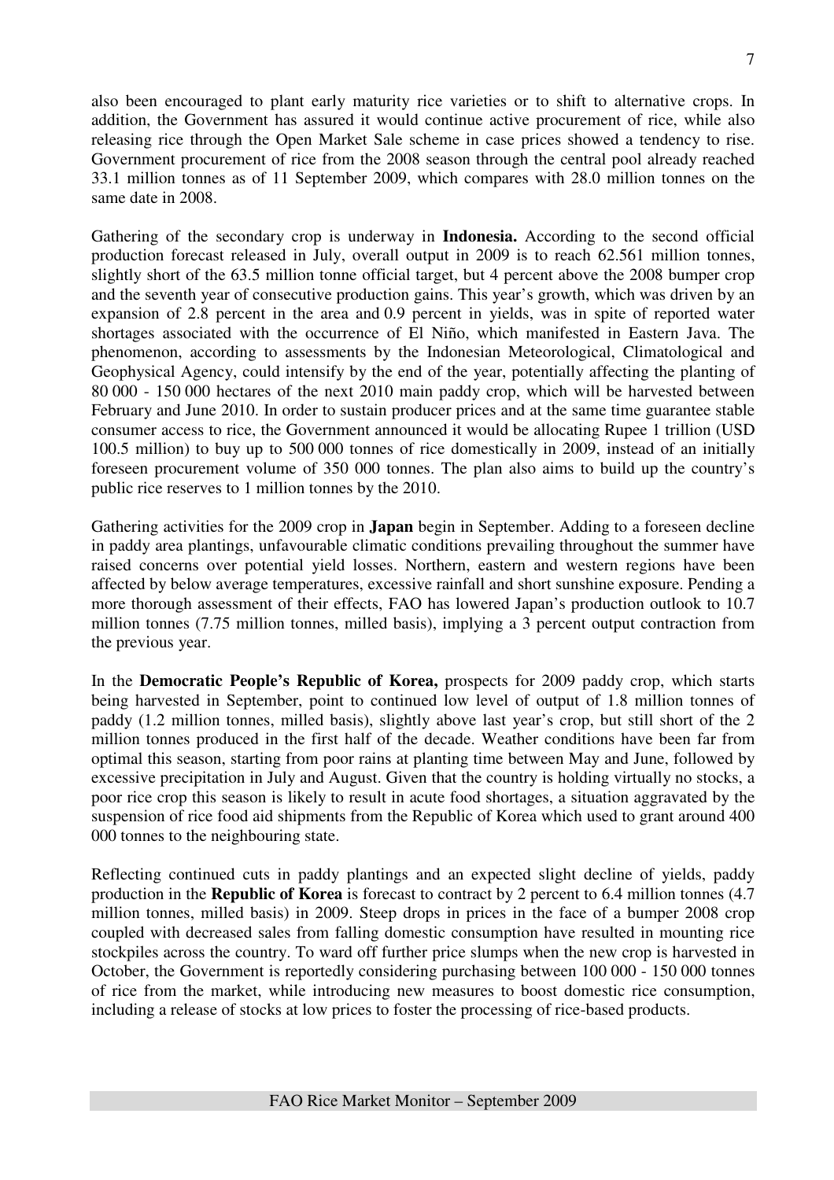also been encouraged to plant early maturity rice varieties or to shift to alternative crops. In addition, the Government has assured it would continue active procurement of rice, while also releasing rice through the Open Market Sale scheme in case prices showed a tendency to rise. Government procurement of rice from the 2008 season through the central pool already reached 33.1 million tonnes as of 11 September 2009, which compares with 28.0 million tonnes on the same date in 2008.

Gathering of the secondary crop is underway in **Indonesia.** According to the second official production forecast released in July, overall output in 2009 is to reach 62.561 million tonnes, slightly short of the 63.5 million tonne official target, but 4 percent above the 2008 bumper crop and the seventh year of consecutive production gains. This year's growth, which was driven by an expansion of 2.8 percent in the area and 0.9 percent in yields, was in spite of reported water shortages associated with the occurrence of El Niño, which manifested in Eastern Java. The phenomenon, according to assessments by the Indonesian Meteorological, Climatological and Geophysical Agency, could intensify by the end of the year, potentially affecting the planting of 80 000 - 150 000 hectares of the next 2010 main paddy crop, which will be harvested between February and June 2010. In order to sustain producer prices and at the same time guarantee stable consumer access to rice, the Government announced it would be allocating Rupee 1 trillion (USD 100.5 million) to buy up to 500 000 tonnes of rice domestically in 2009, instead of an initially foreseen procurement volume of 350 000 tonnes. The plan also aims to build up the country's public rice reserves to 1 million tonnes by the 2010.

Gathering activities for the 2009 crop in **Japan** begin in September. Adding to a foreseen decline in paddy area plantings, unfavourable climatic conditions prevailing throughout the summer have raised concerns over potential yield losses. Northern, eastern and western regions have been affected by below average temperatures, excessive rainfall and short sunshine exposure. Pending a more thorough assessment of their effects, FAO has lowered Japan's production outlook to 10.7 million tonnes (7.75 million tonnes, milled basis), implying a 3 percent output contraction from the previous year.

In the **Democratic People's Republic of Korea,** prospects for 2009 paddy crop, which starts being harvested in September, point to continued low level of output of 1.8 million tonnes of paddy (1.2 million tonnes, milled basis), slightly above last year's crop, but still short of the 2 million tonnes produced in the first half of the decade. Weather conditions have been far from optimal this season, starting from poor rains at planting time between May and June, followed by excessive precipitation in July and August. Given that the country is holding virtually no stocks, a poor rice crop this season is likely to result in acute food shortages, a situation aggravated by the suspension of rice food aid shipments from the Republic of Korea which used to grant around 400 000 tonnes to the neighbouring state.

Reflecting continued cuts in paddy plantings and an expected slight decline of yields, paddy production in the **Republic of Korea** is forecast to contract by 2 percent to 6.4 million tonnes (4.7 million tonnes, milled basis) in 2009. Steep drops in prices in the face of a bumper 2008 crop coupled with decreased sales from falling domestic consumption have resulted in mounting rice stockpiles across the country. To ward off further price slumps when the new crop is harvested in October, the Government is reportedly considering purchasing between 100 000 - 150 000 tonnes of rice from the market, while introducing new measures to boost domestic rice consumption, including a release of stocks at low prices to foster the processing of rice-based products.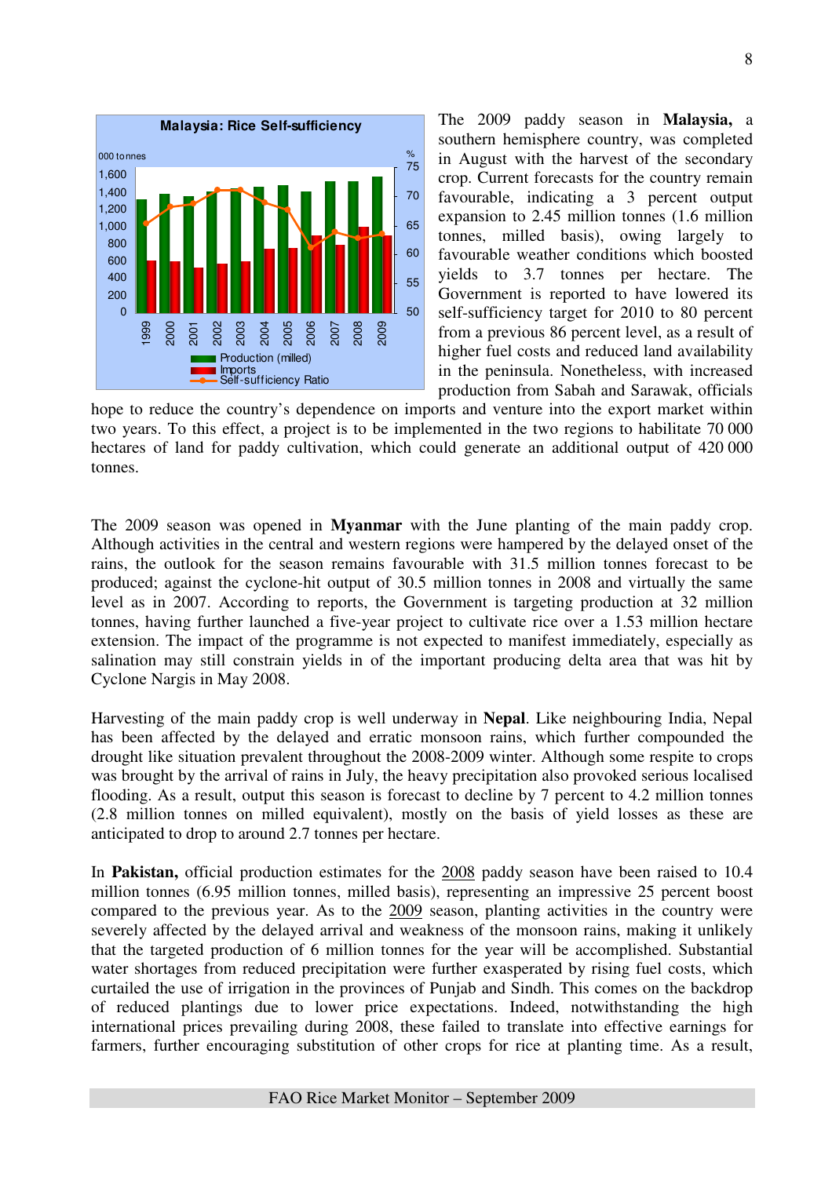The 2009 paddy season in **Malaysia,** a southern hemisphere country, was completed in August with the harvest of the secondary crop. Current forecasts for the country remain favourable, indicating a 3 percent output expansion to 2.45 million tonnes (1.6 million tonnes, milled basis), owing largely to favourable weather conditions which boosted yields to 3.7 tonnes per hectare. The Government is reported to have lowered its self-sufficiency target for 2010 to 80 percent from a previous 86 percent level, as a result of higher fuel costs and reduced land availability in the peninsula. Nonetheless, with increased production from Sabah and Sarawak, officials hope to reduce the country's dependence on imports and venture into the export market within two years. To this effect, a project is to be implemented in the two regions to habilitate 70 000 hectares of land for paddy cultivation, which could generate an additional output of 420 000 tonnes.

The 2009 season was opened in **Myanmar** with the June planting of the main paddy crop. Although activities in the central and western regions were hampered by the delayed onset of the rains, the outlook for the season remains favourable with 31.5 million tonnes forecast to be produced; against the cyclone-hit output of 30.5 million tonnes in 2008 and virtually the same level as in 2007. According to reports, the Government is targeting production at 32 million tonnes, having further launched a five-year project to cultivate rice over a 1.53 million hectare extension. The impact of the programme is not expected to manifest immediately, especially as salination may still constrain yields in of the important producing delta area that was hit by Cyclone Nargis in May 2008.

Harvesting of the main paddy crop is well underway in **Nepal**. Like neighbouring India, Nepal has been affected by the delayed and erratic monsoon rains, which further compounded the drought like situation prevalent throughout the 2008-2009 winter. Although some respite to crops was brought by the arrival of rains in July, the heavy precipitation also provoked serious localised flooding. As a result, output this season is forecast to decline by 7 percent to 4.2 million tonnes (2.8 million tonnes on milled equivalent), mostly on the basis of yield losses as these are anticipated to drop to around 2.7 tonnes per hectare.

In **Pakistan,** official production estimates for the 2008 paddy season have been raised to 10.4 million tonnes (6.95 million tonnes, milled basis), representing an impressive 25 percent boost compared to the previous year. As to the 2009 season, planting activities in the country were severely affected by the delayed arrival and weakness of the monsoon rains, making it unlikely that the targeted production of 6 million tonnes for the year will be accomplished. Substantial water shortages from reduced precipitation were further exasperated by rising fuel costs, which curtailed the use of irrigation in the provinces of Punjab and Sindh. This comes on the backdrop of reduced plantings due to lower price expectations. Indeed, notwithstanding the high international prices prevailing during 2008, these failed to translate into effective earnings for farmers, further encouraging substitution of other crops for rice at planting time. As a result,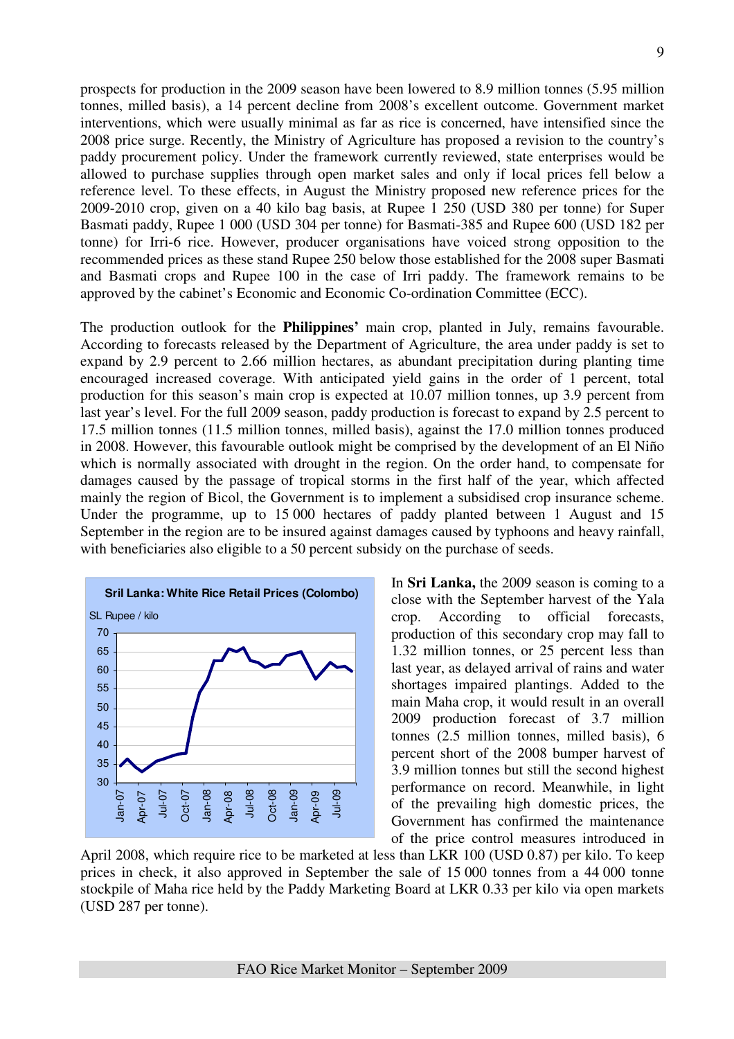prospects for production in the 2009 season have been lowered to 8.9 million tonnes (5.95 million tonnes, milled basis), a 14 percent decline from 2008's excellent outcome. Government market interventions, which were usually minimal as far as rice is concerned, have intensified since the 2008 price surge. Recently, the Ministry of Agriculture has proposed a revision to the country's paddy procurement policy. Under the framework currently reviewed, state enterprises would be allowed to purchase supplies through open market sales and only if local prices fell below a reference level. To these effects, in August the Ministry proposed new reference prices for the 2009-2010 crop, given on a 40 kilo bag basis, at Rupee 1 250 (USD 380 per tonne) for Super Basmati paddy, Rupee 1 000 (USD 304 per tonne) for Basmati-385 and Rupee 600 (USD 182 per tonne) for Irri-6 rice. However, producer organisations have voiced strong opposition to the recommended prices as these stand Rupee 250 below those established for the 2008 super Basmati and Basmati crops and Rupee 100 in the case of Irri paddy. The framework remains to be approved by the cabinet's Economic and Economic Co-ordination Committee (ECC).

The production outlook for the **Philippines'** main crop, planted in July, remains favourable. According to forecasts released by the Department of Agriculture, the area under paddy is set to expand by 2.9 percent to 2.66 million hectares, as abundant precipitation during planting time encouraged increased coverage. With anticipated yield gains in the order of 1 percent, total production for this season's main crop is expected at 10.07 million tonnes, up 3.9 percent from last year's level. For the full 2009 season, paddy production is forecast to expand by 2.5 percent to 17.5 million tonnes (11.5 million tonnes, milled basis), against the 17.0 million tonnes produced in 2008. However, this favourable outlook might be comprised by the development of an El Niño which is normally associated with drought in the region. On the order hand, to compensate for damages caused by the passage of tropical storms in the first half of the year, which affected mainly the region of Bicol, the Government is to implement a subsidised crop insurance scheme. Under the programme, up to 15 000 hectares of paddy planted between 1 August and 15 September in the region are to be insured against damages caused by typhoons and heavy rainfall, with beneficiaries also eligible to a 50 percent subsidy on the purchase of seeds.

**Sril Lanka: White Rice Retail Prices (Colombo)**

SL Rupee / kilo

In **Sri Lanka,** the 2009 season is coming to a close with the September harvest of the Yala crop. According to official forecasts, production of this secondary crop may fall to 1.32 million tonnes, or 25 percent less than last year, as delayed arrival of rains and water shortages impaired plantings. Added to the main Maha crop, it would result in an overall 2009 production forecast of 3.7 million tonnes (2.5 million tonnes, milled basis), 6 percent short of the 2008 bumper harvest of 3.9 million tonnes but still the second highest performance on record. Meanwhile, in light of the prevailing high domestic prices, the Government has confirmed the maintenance of the price control measures introduced in April 2008, which require rice to be marketed at less than LKR 100 (USD 0.87) per kilo. To keep prices in check, it also approved in September the sale of 15 000 tonnes from a 44 000 tonne stockpile of Maha rice held by the Paddy Marketing Board at LKR 0.33 per kilo via open markets (USD 287 per tonne).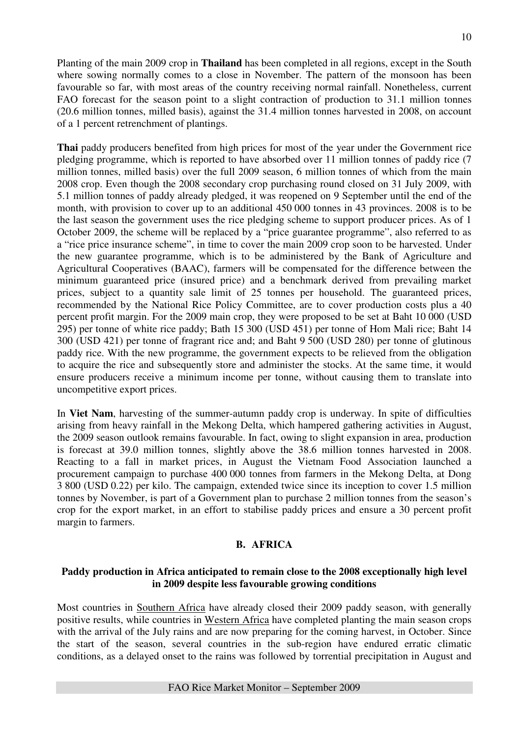Planting of the main 2009 crop in **Thailand** has been completed in all regions, except in the South where sowing normally comes to a close in November. The pattern of the monsoon has been favourable so far, with most areas of the country receiving normal rainfall. Nonetheless, current FAO forecast for the season point to a slight contraction of production to 31.1 million tonnes (20.6 million tonnes, milled basis), against the 31.4 million tonnes harvested in 2008, on account of a 1 percent retrenchment of plantings.

**Thai** paddy producers benefited from high prices for most of the year under the Government rice pledging programme, which is reported to have absorbed over 11 million tonnes of paddy rice (7 million tonnes, milled basis) over the full 2009 season, 6 million tonnes of which from the main 2008 crop. Even though the 2008 secondary crop purchasing round closed on 31 July 2009, with 5.1 million tonnes of paddy already pledged, it was reopened on 9 September until the end of the month, with provision to cover up to an additional 450 000 tonnes in 43 provinces. 2008 is to be the last season the government uses the rice pledging scheme to support producer prices. As of 1 October 2009, the scheme will be replaced by a "price guarantee programme", also referred to as a "rice price insurance scheme", in time to cover the main 2009 crop soon to be harvested. Under the new guarantee programme, which is to be administered by the Bank of Agriculture and Agricultural Cooperatives (BAAC), farmers will be compensated for the difference between the minimum guaranteed price (insured price) and a benchmark derived from prevailing market prices, subject to a quantity sale limit of 25 tonnes per household. The guaranteed prices, recommended by the National Rice Policy Committee, are to cover production costs plus a 40 percent profit margin. For the 2009 main crop, they were proposed to be set at Baht 10 000 (USD 295) per tonne of white rice paddy; Bath 15 300 (USD 451) per tonne of Hom Mali rice; Baht 14 300 (USD 421) per tonne of fragrant rice and; and Baht 9 500 (USD 280) per tonne of glutinous paddy rice. With the new programme, the government expects to be relieved from the obligation to acquire the rice and subsequently store and administer the stocks. At the same time, it would ensure producers receive a minimum income per tonne, without causing them to translate into uncompetitive export prices.

In **Viet Nam**, harvesting of the summer-autumn paddy crop is underway. In spite of difficulties arising from heavy rainfall in the Mekong Delta, which hampered gathering activities in August, the 2009 season outlook remains favourable. In fact, owing to slight expansion in area, production is forecast at 39.0 million tonnes, slightly above the 38.6 million tonnes harvested in 2008. Reacting to a fall in market prices, in August the Vietnam Food Association launched a procurement campaign to purchase 400 000 tonnes from farmers in the Mekong Delta, at Dong 3 800 (USD 0.22) per kilo. The campaign, extended twice since its inception to cover 1.5 million tonnes by November, is part of a Government plan to purchase 2 million tonnes from the season's crop for the export market, in an effort to stabilise paddy prices and ensure a 30 percent profit margin to farmers.

## B. AFRICA

### Paddy production in Africa anticipated to remain close to the 2008 exceptionally high level in 2009 despite less favourable growing conditions

Most countries in Southern Africa have already closed their 2009 paddy season, with generally positive results, while countries in Western Africa have completed planting the main season crops with the arrival of the July rains and are now preparing for the coming harvest, in October. Since the start of the season, several countries in the sub-region have endured erratic climatic conditions, as a delayed onset to the rains was followed by torrential precipitation in August and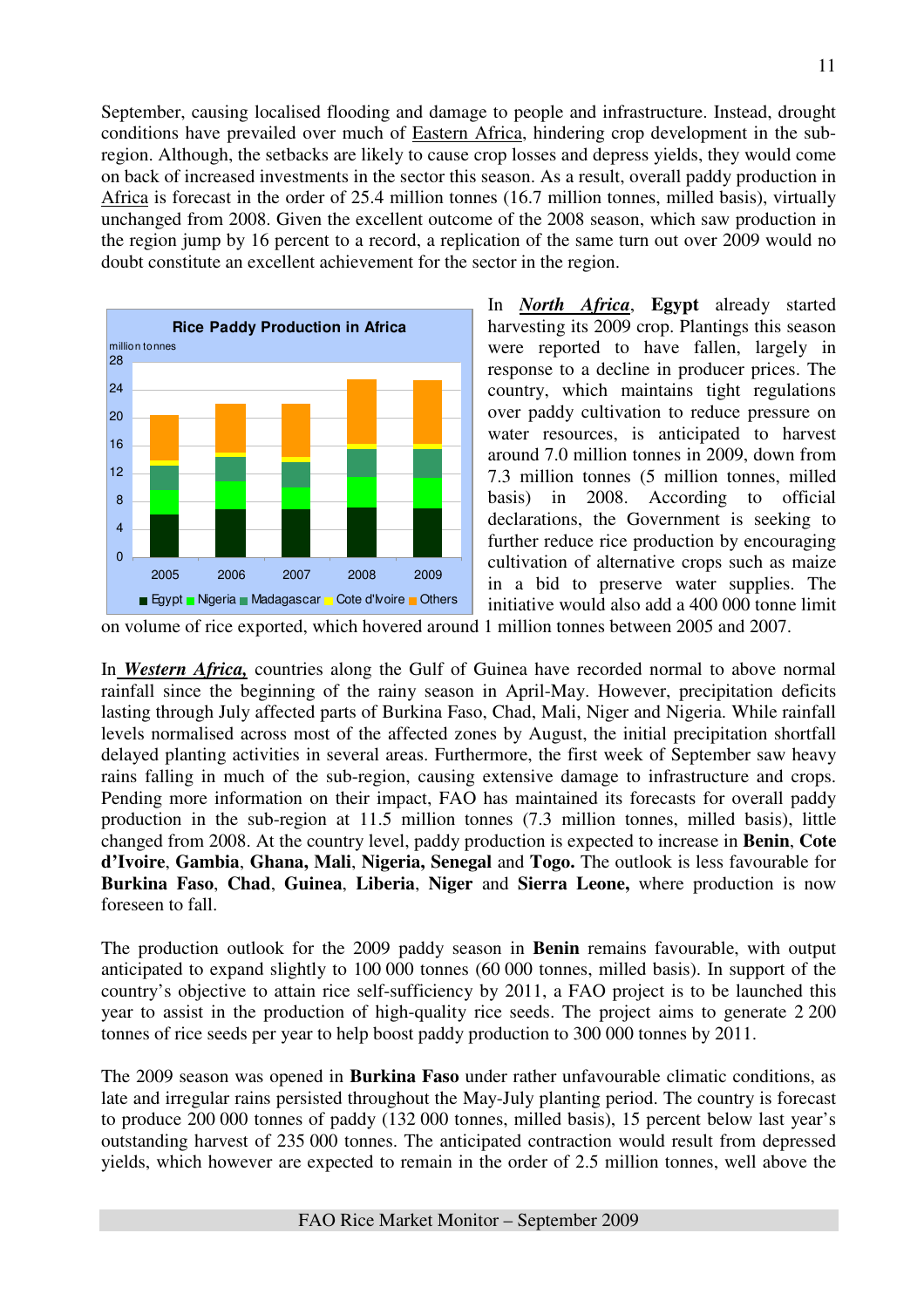September, causing localised flooding and damage to people and infrastructure. Instead, drought conditions have prevailed over much of Eastern Africa, hindering crop development in the sub-region. Although, the setbacks are likely to cause crop losses and depress yields, they would come on back of increased investments in the sector this season. As a result, overall paddy production in Africa is forecast in the order of 25.4 million tonnes (16.7 million tonnes, milled basis), virtually unchanged from 2008. Given the excellent outcome of the 2008 season, which saw production in the region jump by 16 percent to a record, a replication of the same turn out over 2009 would no doubt constitute an excellent achievement for the sector in the region.

In ***North Africa***, **Egypt** already started harvesting its 2009 crop. Plantings this season were reported to have fallen, largely in response to a decline in producer prices. The country, which maintains tight regulations over paddy cultivation to reduce pressure on water resources, is anticipated to harvest around 7.0 million tonnes in 2009, down from 7.3 million tonnes (5 million tonnes, milled basis) in 2008. According to official declarations, the Government is seeking to further reduce rice production by encouraging cultivation of alternative crops such as maize in a bid to preserve water supplies. The initiative would also add a 400 000 tonne limit on volume of rice exported, which hovered around 1 million tonnes between 2005 and 2007.

In ***Western Africa,*** countries along the Gulf of Guinea have recorded normal to above normal rainfall since the beginning of the rainy season in April-May. However, precipitation deficits lasting through July affected parts of Burkina Faso, Chad, Mali, Niger and Nigeria. While rainfall levels normalised across most of the affected zones by August, the initial precipitation shortfall delayed planting activities in several areas. Furthermore, the first week of September saw heavy rains falling in much of the sub-region, causing extensive damage to infrastructure and crops. Pending more information on their impact, FAO has maintained its forecasts for overall paddy production in the sub-region at 11.5 million tonnes (7.3 million tonnes, milled basis), little changed from 2008. At the country level, paddy production is expected to increase in **Benin**, **Cote d'Ivoire**, **Gambia**, **Ghana, Mali**, **Nigeria, Senegal** and **Togo.** The outlook is less favourable for **Burkina Faso**, **Chad**, **Guinea**, **Liberia**, **Niger** and **Sierra Leone,** where production is now foreseen to fall.

The production outlook for the 2009 paddy season in **Benin** remains favourable, with output anticipated to expand slightly to 100 000 tonnes (60 000 tonnes, milled basis). In support of the country's objective to attain rice self-sufficiency by 2011, a FAO project is to be launched this year to assist in the production of high-quality rice seeds. The project aims to generate 2 200 tonnes of rice seeds per year to help boost paddy production to 300 000 tonnes by 2011.

The 2009 season was opened in **Burkina Faso** under rather unfavourable climatic conditions, as late and irregular rains persisted throughout the May-July planting period. The country is forecast to produce 200 000 tonnes of paddy (132 000 tonnes, milled basis), 15 percent below last year's outstanding harvest of 235 000 tonnes. The anticipated contraction would result from depressed yields, which however are expected to remain in the order of 2.5 million tonnes, well above the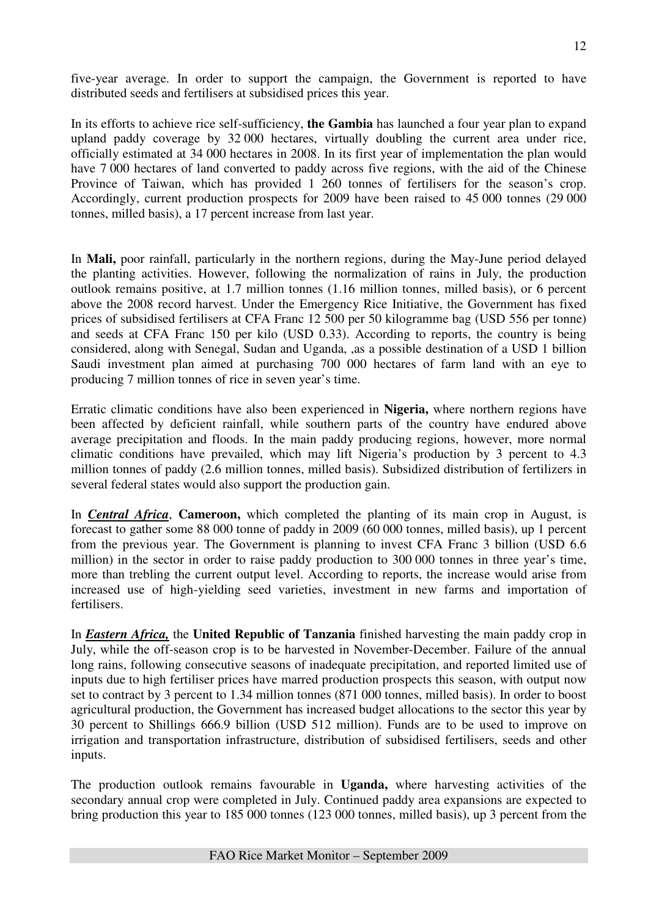five-year average. In order to support the campaign, the Government is reported to have distributed seeds and fertilisers at subsidised prices this year.

In its efforts to achieve rice self-sufficiency, **the Gambia** has launched a four year plan to expand upland paddy coverage by 32 000 hectares, virtually doubling the current area under rice, officially estimated at 34 000 hectares in 2008. In its first year of implementation the plan would have 7 000 hectares of land converted to paddy across five regions, with the aid of the Chinese Province of Taiwan, which has provided 1 260 tonnes of fertilisers for the season's crop. Accordingly, current production prospects for 2009 have been raised to 45 000 tonnes (29 000 tonnes, milled basis), a 17 percent increase from last year.

In **Mali,** poor rainfall, particularly in the northern regions, during the May-June period delayed the planting activities. However, following the normalization of rains in July, the production outlook remains positive, at 1.7 million tonnes (1.16 million tonnes, milled basis), or 6 percent above the 2008 record harvest. Under the Emergency Rice Initiative, the Government has fixed prices of subsidised fertilisers at CFA Franc 12 500 per 50 kilogramme bag (USD 556 per tonne) and seeds at CFA Franc 150 per kilo (USD 0.33). According to reports, the country is being considered, along with Senegal, Sudan and Uganda, ,as a possible destination of a USD 1 billion Saudi investment plan aimed at purchasing 700 000 hectares of farm land with an eye to producing 7 million tonnes of rice in seven year's time.

Erratic climatic conditions have also been experienced in **Nigeria,** where northern regions have been affected by deficient rainfall, while southern parts of the country have endured above average precipitation and floods. In the main paddy producing regions, however, more normal climatic conditions have prevailed, which may lift Nigeria's production by 3 percent to 4.3 million tonnes of paddy (2.6 million tonnes, milled basis). Subsidized distribution of fertilizers in several federal states would also support the production gain.

In ***Central Africa***, **Cameroon,** which completed the planting of its main crop in August, is forecast to gather some 88 000 tonne of paddy in 2009 (60 000 tonnes, milled basis), up 1 percent from the previous year. The Government is planning to invest CFA Franc 3 billion (USD 6.6 million) in the sector in order to raise paddy production to 300 000 tonnes in three year's time, more than trebling the current output level. According to reports, the increase would arise from increased use of high-yielding seed varieties, investment in new farms and importation of fertilisers.

In ***Eastern Africa,*** the **United Republic of Tanzania** finished harvesting the main paddy crop in July, while the off-season crop is to be harvested in November-December. Failure of the annual long rains, following consecutive seasons of inadequate precipitation, and reported limited use of inputs due to high fertiliser prices have marred production prospects this season, with output now set to contract by 3 percent to 1.34 million tonnes (871 000 tonnes, milled basis). In order to boost agricultural production, the Government has increased budget allocations to the sector this year by 30 percent to Shillings 666.9 billion (USD 512 million). Funds are to be used to improve on irrigation and transportation infrastructure, distribution of subsidised fertilisers, seeds and other inputs.

The production outlook remains favourable in **Uganda,** where harvesting activities of the secondary annual crop were completed in July. Continued paddy area expansions are expected to bring production this year to 185 000 tonnes (123 000 tonnes, milled basis), up 3 percent from the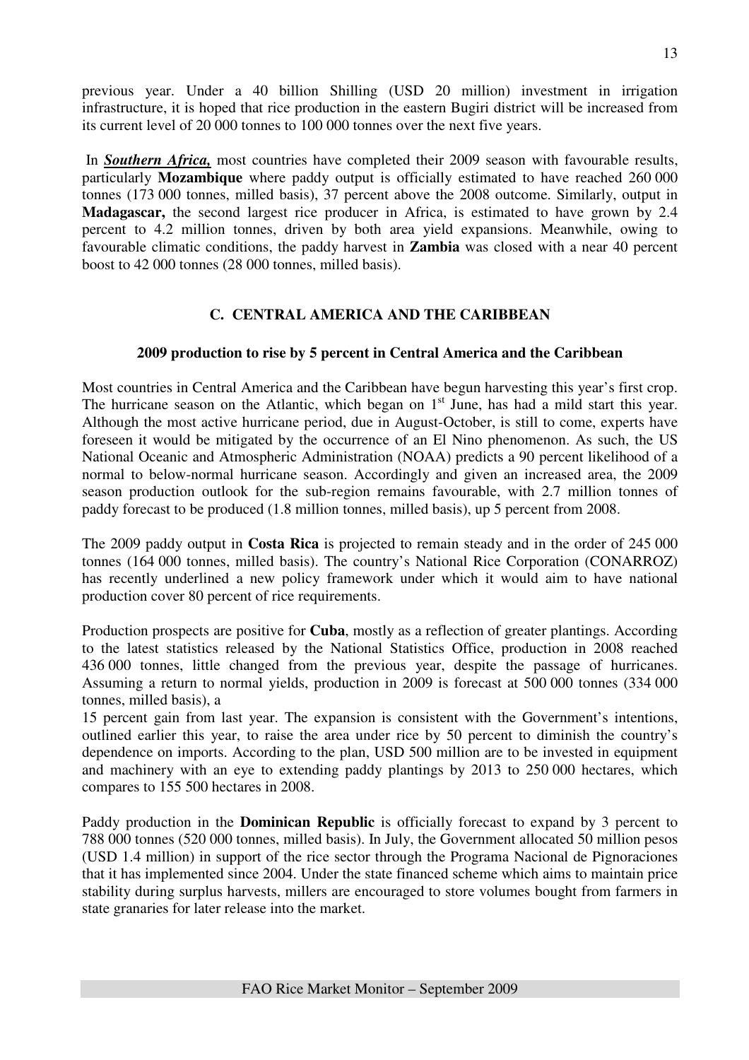previous year. Under a 40 billion Shilling (USD 20 million) investment in irrigation infrastructure, it is hoped that rice production in the eastern Bugiri district will be increased from its current level of 20 000 tonnes to 100 000 tonnes over the next five years.

In ***Southern Africa,*** most countries have completed their 2009 season with favourable results, particularly **Mozambique** where paddy output is officially estimated to have reached 260 000 tonnes (173 000 tonnes, milled basis), 37 percent above the 2008 outcome. Similarly, output in **Madagascar,** the second largest rice producer in Africa, is estimated to have grown by 2.4 percent to 4.2 million tonnes, driven by both area yield expansions. Meanwhile, owing to favourable climatic conditions, the paddy harvest in **Zambia** was closed with a near 40 percent boost to 42 000 tonnes (28 000 tonnes, milled basis).

## C. CENTRAL AMERICA AND THE CARIBBEAN

### 2009 production to rise by 5 percent in Central America and the Caribbean

Most countries in Central America and the Caribbean have begun harvesting this year's first crop. The hurricane season on the Atlantic, which began on 1st June, has had a mild start this year. Although the most active hurricane period, due in August-October, is still to come, experts have foreseen it would be mitigated by the occurrence of an El Nino phenomenon. As such, the US National Oceanic and Atmospheric Administration (NOAA) predicts a 90 percent likelihood of a normal to below-normal hurricane season. Accordingly and given an increased area, the 2009 season production outlook for the sub-region remains favourable, with 2.7 million tonnes of paddy forecast to be produced (1.8 million tonnes, milled basis), up 5 percent from 2008.

The 2009 paddy output in **Costa Rica** is projected to remain steady and in the order of 245 000 tonnes (164 000 tonnes, milled basis). The country's National Rice Corporation (CONARROZ) has recently underlined a new policy framework under which it would aim to have national production cover 80 percent of rice requirements.

Production prospects are positive for **Cuba**, mostly as a reflection of greater plantings. According to the latest statistics released by the National Statistics Office, production in 2008 reached 436 000 tonnes, little changed from the previous year, despite the passage of hurricanes. Assuming a return to normal yields, production in 2009 is forecast at 500 000 tonnes (334 000 tonnes, milled basis), a 15 percent gain from last year. The expansion is consistent with the Government's intentions, outlined earlier this year, to raise the area under rice by 50 percent to diminish the country's dependence on imports. According to the plan, USD 500 million are to be invested in equipment and machinery with an eye to extending paddy plantings by 2013 to 250 000 hectares, which compares to 155 500 hectares in 2008.

Paddy production in the **Dominican Republic** is officially forecast to expand by 3 percent to 788 000 tonnes (520 000 tonnes, milled basis). In July, the Government allocated 50 million pesos (USD 1.4 million) in support of the rice sector through the Programa Nacional de Pignoraciones that it has implemented since 2004. Under the state financed scheme which aims to maintain price stability during surplus harvests, millers are encouraged to store volumes bought from farmers in state granaries for later release into the market.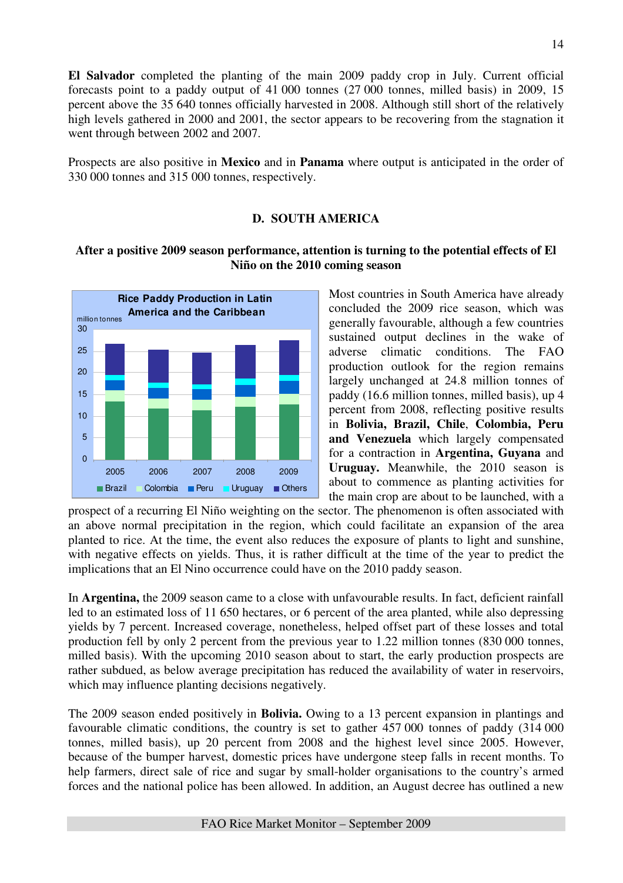**El Salvador** completed the planting of the main 2009 paddy crop in July. Current official forecasts point to a paddy output of 41 000 tonnes (27 000 tonnes, milled basis) in 2009, 15 percent above the 35 640 tonnes officially harvested in 2008. Although still short of the relatively high levels gathered in 2000 and 2001, the sector appears to be recovering from the stagnation it went through between 2002 and 2007.

Prospects are also positive in **Mexico** and in **Panama** where output is anticipated in the order of 330 000 tonnes and 315 000 tonnes, respectively.

## D. SOUTH AMERICA

### After a positive 2009 season performance, attention is turning to the potential effects of El Niño on the 2010 coming season

Most countries in South America have already concluded the 2009 rice season, which was generally favourable, although a few countries sustained output declines in the wake of adverse climatic conditions. The FAO production outlook for the region remains largely unchanged at 24.8 million tonnes of paddy (16.6 million tonnes, milled basis), up 4 percent from 2008, reflecting positive results in **Bolivia, Brazil, Chile**, **Colombia, Peru and Venezuela** which largely compensated for a contraction in **Argentina, Guyana** and **Uruguay.** Meanwhile, the 2010 season is about to commence as planting activities for the main crop are about to be launched, with a prospect of a recurring El Niño weighting on the sector. The phenomenon is often associated with an above normal precipitation in the region, which could facilitate an expansion of the area planted to rice. At the time, the event also reduces the exposure of plants to light and sunshine, with negative effects on yields. Thus, it is rather difficult at the time of the year to predict the implications that an El Nino occurrence could have on the 2010 paddy season.

In **Argentina,** the 2009 season came to a close with unfavourable results. In fact, deficient rainfall led to an estimated loss of 11 650 hectares, or 6 percent of the area planted, while also depressing yields by 7 percent. Increased coverage, nonetheless, helped offset part of these losses and total production fell by only 2 percent from the previous year to 1.22 million tonnes (830 000 tonnes, milled basis). With the upcoming 2010 season about to start, the early production prospects are rather subdued, as below average precipitation has reduced the availability of water in reservoirs, which may influence planting decisions negatively.

The 2009 season ended positively in **Bolivia.** Owing to a 13 percent expansion in plantings and favourable climatic conditions, the country is set to gather 457 000 tonnes of paddy (314 000 tonnes, milled basis), up 20 percent from 2008 and the highest level since 2005. However, because of the bumper harvest, domestic prices have undergone steep falls in recent months. To help farmers, direct sale of rice and sugar by small-holder organisations to the country's armed forces and the national police has been allowed. In addition, an August decree has outlined a new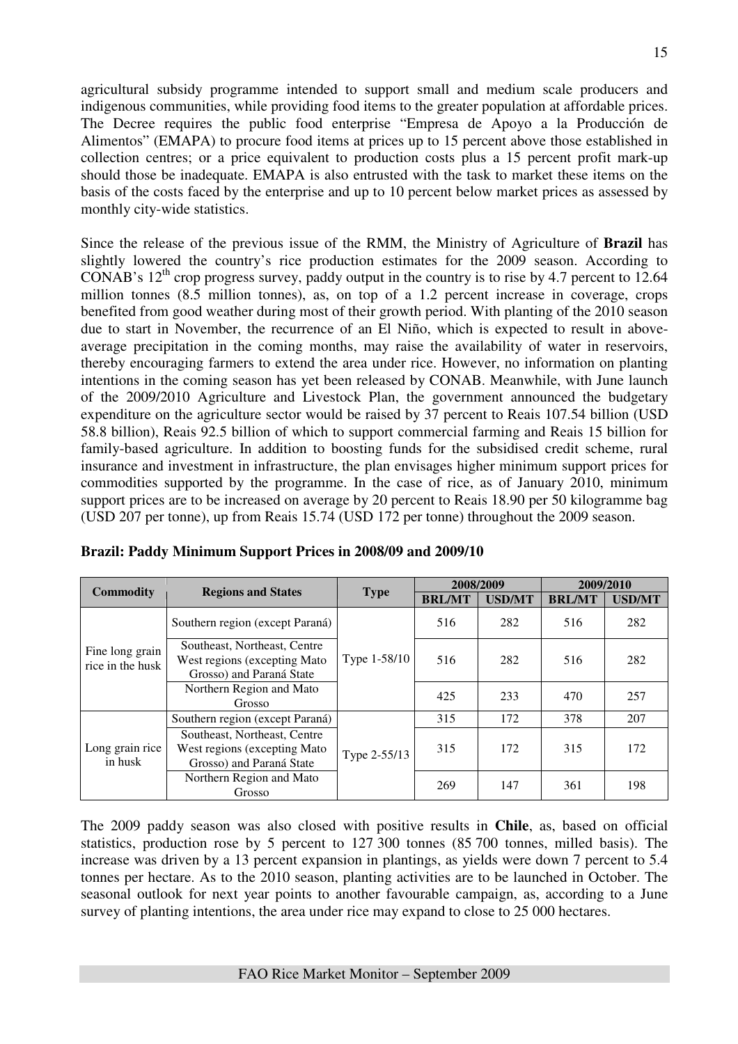agricultural subsidy programme intended to support small and medium scale producers and indigenous communities, while providing food items to the greater population at affordable prices. The Decree requires the public food enterprise "Empresa de Apoyo a la Producción de Alimentos" (EMAPA) to procure food items at prices up to 15 percent above those established in collection centres; or a price equivalent to production costs plus a 15 percent profit mark-up should those be inadequate. EMAPA is also entrusted with the task to market these items on the basis of the costs faced by the enterprise and up to 10 percent below market prices as assessed by monthly city-wide statistics.

Since the release of the previous issue of the RMM, the Ministry of Agriculture of **Brazil** has slightly lowered the country's rice production estimates for the 2009 season. According to CONAB's 12th crop progress survey, paddy output in the country is to rise by 4.7 percent to 12.64 million tonnes (8.5 million tonnes), as, on top of a 1.2 percent increase in coverage, crops benefited from good weather during most of their growth period. With planting of the 2010 season due to start in November, the recurrence of an El Niño, which is expected to result in above-average precipitation in the coming months, may raise the availability of water in reservoirs, thereby encouraging farmers to extend the area under rice. However, no information on planting intentions in the coming season has yet been released by CONAB. Meanwhile, with June launch of the 2009/2010 Agriculture and Livestock Plan, the government announced the budgetary expenditure on the agriculture sector would be raised by 37 percent to Reais 107.54 billion (USD 58.8 billion), Reais 92.5 billion of which to support commercial farming and Reais 15 billion for family-based agriculture. In addition to boosting funds for the subsidised credit scheme, rural insurance and investment in infrastructure, the plan envisages higher minimum support prices for commodities supported by the programme. In the case of rice, as of January 2010, minimum support prices are to be increased on average by 20 percent to Reais 18.90 per 50 kilogramme bag (USD 207 per tonne), up from Reais 15.74 (USD 172 per tonne) throughout the 2009 season.

**Brazil: Paddy Minimum Support Prices in 2008/09 and 2009/10**

| Commodity | Regions and States | Type | 2008/2009 | | 2009/2010 | |
|---|---|---|---|---|---|---|
| | | | BRL/MT | USD/MT | BRL/MT | USD/MT |
| Fine long grain rice in the husk | Southern region (except Paraná) | Type 1-58/10 | 516 | 282 | 516 | 282 |
| | Southeast, Northeast, Centre West regions (excepting Mato Grosso) and Paraná State | | 516 | 282 | 516 | 282 |
| | Northern Region and Mato Grosso | | 425 | 233 | 470 | 257 |
| Long grain rice in husk | Southern region (except Paraná) | Type 2-55/13 | 315 | 172 | 378 | 207 |
| | Southeast, Northeast, Centre West regions (excepting Mato Grosso) and Paraná State | | 315 | 172 | 315 | 172 |
| | Northern Region and Mato Grosso | | 269 | 147 | 361 | 198 |

The 2009 paddy season was also closed with positive results in **Chile**, as, based on official statistics, production rose by 5 percent to 127 300 tonnes (85 700 tonnes, milled basis). The increase was driven by a 13 percent expansion in plantings, as yields were down 7 percent to 5.4 tonnes per hectare. As to the 2010 season, planting activities are to be launched in October. The seasonal outlook for next year points to another favourable campaign, as, according to a June survey of planting intentions, the area under rice may expand to close to 25 000 hectares.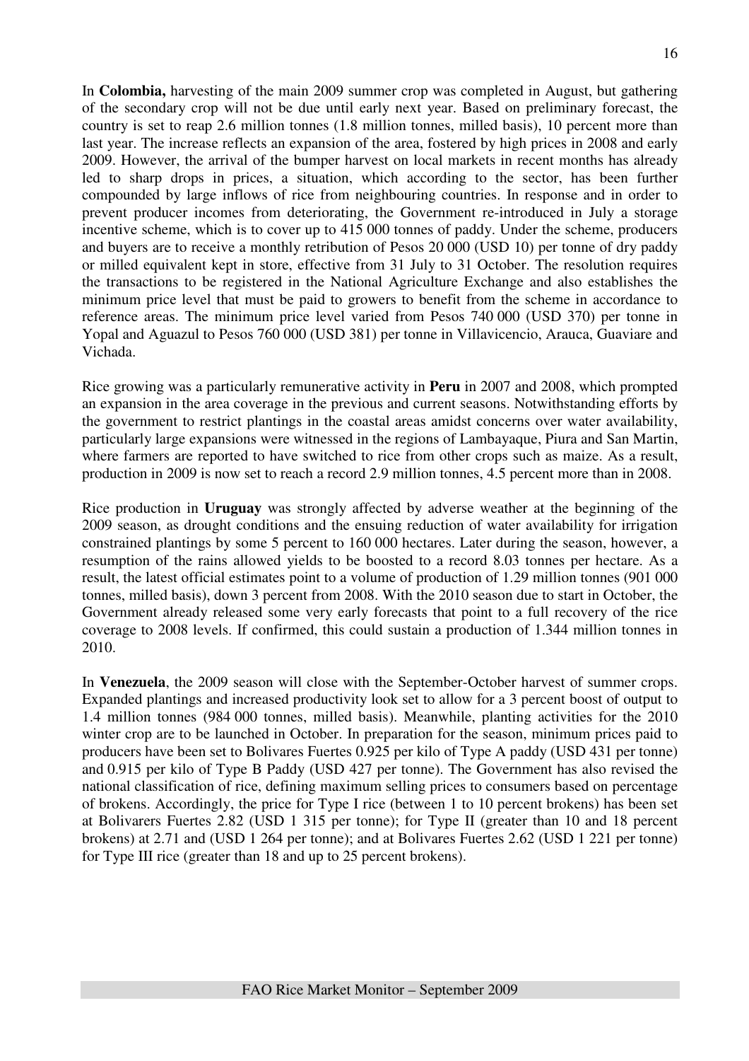In **Colombia,** harvesting of the main 2009 summer crop was completed in August, but gathering of the secondary crop will not be due until early next year. Based on preliminary forecast, the country is set to reap 2.6 million tonnes (1.8 million tonnes, milled basis), 10 percent more than last year. The increase reflects an expansion of the area, fostered by high prices in 2008 and early 2009. However, the arrival of the bumper harvest on local markets in recent months has already led to sharp drops in prices, a situation, which according to the sector, has been further compounded by large inflows of rice from neighbouring countries. In response and in order to prevent producer incomes from deteriorating, the Government re-introduced in July a storage incentive scheme, which is to cover up to 415 000 tonnes of paddy. Under the scheme, producers and buyers are to receive a monthly retribution of Pesos 20 000 (USD 10) per tonne of dry paddy or milled equivalent kept in store, effective from 31 July to 31 October. The resolution requires the transactions to be registered in the National Agriculture Exchange and also establishes the minimum price level that must be paid to growers to benefit from the scheme in accordance to reference areas. The minimum price level varied from Pesos 740 000 (USD 370) per tonne in Yopal and Aguazul to Pesos 760 000 (USD 381) per tonne in Villavicencio, Arauca, Guaviare and Vichada.

Rice growing was a particularly remunerative activity in **Peru** in 2007 and 2008, which prompted an expansion in the area coverage in the previous and current seasons. Notwithstanding efforts by the government to restrict plantings in the coastal areas amidst concerns over water availability, particularly large expansions were witnessed in the regions of Lambayaque, Piura and San Martin, where farmers are reported to have switched to rice from other crops such as maize. As a result, production in 2009 is now set to reach a record 2.9 million tonnes, 4.5 percent more than in 2008.

Rice production in **Uruguay** was strongly affected by adverse weather at the beginning of the 2009 season, as drought conditions and the ensuing reduction of water availability for irrigation constrained plantings by some 5 percent to 160 000 hectares. Later during the season, however, a resumption of the rains allowed yields to be boosted to a record 8.03 tonnes per hectare. As a result, the latest official estimates point to a volume of production of 1.29 million tonnes (901 000 tonnes, milled basis), down 3 percent from 2008. With the 2010 season due to start in October, the Government already released some very early forecasts that point to a full recovery of the rice coverage to 2008 levels. If confirmed, this could sustain a production of 1.344 million tonnes in 2010.

In **Venezuela**, the 2009 season will close with the September-October harvest of summer crops. Expanded plantings and increased productivity look set to allow for a 3 percent boost of output to 1.4 million tonnes (984 000 tonnes, milled basis). Meanwhile, planting activities for the 2010 winter crop are to be launched in October. In preparation for the season, minimum prices paid to producers have been set to Bolivares Fuertes 0.925 per kilo of Type A paddy (USD 431 per tonne) and 0.915 per kilo of Type B Paddy (USD 427 per tonne). The Government has also revised the national classification of rice, defining maximum selling prices to consumers based on percentage of brokens. Accordingly, the price for Type I rice (between 1 to 10 percent brokens) has been set at Bolivarers Fuertes 2.82 (USD 1 315 per tonne); for Type II (greater than 10 and 18 percent brokens) at 2.71 and (USD 1 264 per tonne); and at Bolivares Fuertes 2.62 (USD 1 221 per tonne) for Type III rice (greater than 18 and up to 25 percent brokens).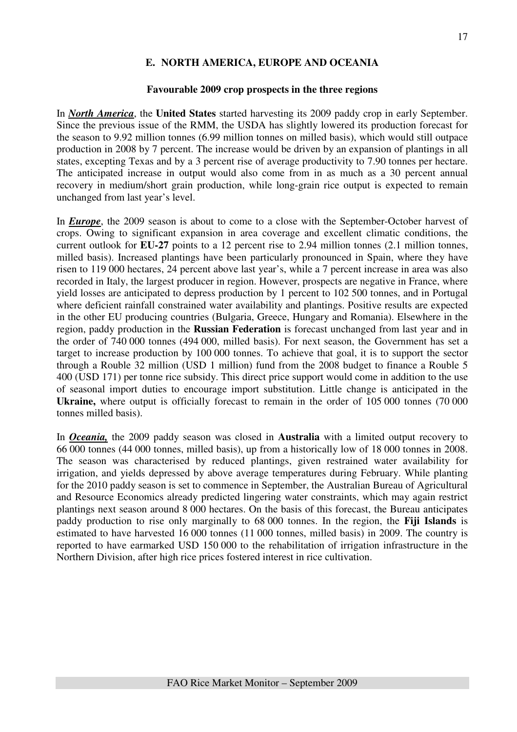## E. NORTH AMERICA, EUROPE AND OCEANIA

### Favourable 2009 crop prospects in the three regions

In ***North America***, the **United States** started harvesting its 2009 paddy crop in early September. Since the previous issue of the RMM, the USDA has slightly lowered its production forecast for the season to 9.92 million tonnes (6.99 million tonnes on milled basis), which would still outpace production in 2008 by 7 percent. The increase would be driven by an expansion of plantings in all states, excepting Texas and by a 3 percent rise of average productivity to 7.90 tonnes per hectare. The anticipated increase in output would also come from in as much as a 30 percent annual recovery in medium/short grain production, while long-grain rice output is expected to remain unchanged from last year's level.

In ***Europe***, the 2009 season is about to come to a close with the September-October harvest of crops. Owing to significant expansion in area coverage and excellent climatic conditions, the current outlook for **EU-27** points to a 12 percent rise to 2.94 million tonnes (2.1 million tonnes, milled basis). Increased plantings have been particularly pronounced in Spain, where they have risen to 119 000 hectares, 24 percent above last year's, while a 7 percent increase in area was also recorded in Italy, the largest producer in region. However, prospects are negative in France, where yield losses are anticipated to depress production by 1 percent to 102 500 tonnes, and in Portugal where deficient rainfall constrained water availability and plantings. Positive results are expected in the other EU producing countries (Bulgaria, Greece, Hungary and Romania). Elsewhere in the region, paddy production in the **Russian Federation** is forecast unchanged from last year and in the order of 740 000 tonnes (494 000, milled basis). For next season, the Government has set a target to increase production by 100 000 tonnes. To achieve that goal, it is to support the sector through a Rouble 32 million (USD 1 million) fund from the 2008 budget to finance a Rouble 5 400 (USD 171) per tonne rice subsidy. This direct price support would come in addition to the use of seasonal import duties to encourage import substitution. Little change is anticipated in the **Ukraine,** where output is officially forecast to remain in the order of 105 000 tonnes (70 000 tonnes milled basis).

In ***Oceania,*** the 2009 paddy season was closed in **Australia** with a limited output recovery to 66 000 tonnes (44 000 tonnes, milled basis), up from a historically low of 18 000 tonnes in 2008. The season was characterised by reduced plantings, given restrained water availability for irrigation, and yields depressed by above average temperatures during February. While planting for the 2010 paddy season is set to commence in September, the Australian Bureau of Agricultural and Resource Economics already predicted lingering water constraints, which may again restrict plantings next season around 8 000 hectares. On the basis of this forecast, the Bureau anticipates paddy production to rise only marginally to 68 000 tonnes. In the region, the **Fiji Islands** is estimated to have harvested 16 000 tonnes (11 000 tonnes, milled basis) in 2009. The country is reported to have earmarked USD 150 000 to the rehabilitation of irrigation infrastructure in the Northern Division, after high rice prices fostered interest in rice cultivation.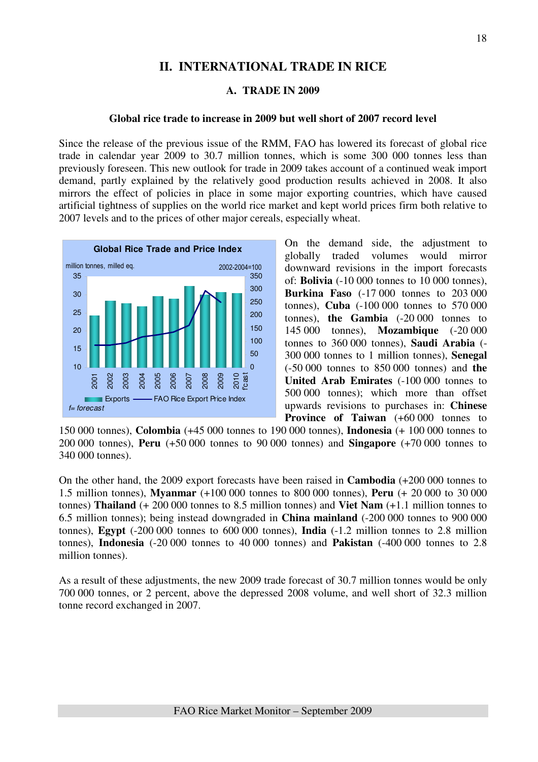## II. INTERNATIONAL TRADE IN RICE

### A. TRADE IN 2009

**Global rice trade to increase in 2009 but well short of 2007 record level**

Since the release of the previous issue of the RMM, FAO has lowered its forecast of global rice trade in calendar year 2009 to 30.7 million tonnes, which is some 300 000 tonnes less than previously foreseen. This new outlook for trade in 2009 takes account of a continued weak import demand, partly explained by the relatively good production results achieved in 2008. It also mirrors the effect of policies in place in some major exporting countries, which have caused artificial tightness of supplies on the world rice market and kept world prices firm both relative to 2007 levels and to the prices of other major cereals, especially wheat.

**Global Rice Trade and Price Index**

million tonnes, milled eq. — 2002-2004=100

Exports — FAO Rice Export Price Index

*f= forecast*

On the demand side, the adjustment to globally traded volumes would mirror downward revisions in the import forecasts of: **Bolivia** (-10 000 tonnes to 10 000 tonnes), **Burkina Faso** (-17 000 tonnes to 203 000 tonnes), **Cuba** (-100 000 tonnes to 570 000 tonnes), **the Gambia** (-20 000 tonnes to 145 000 tonnes), **Mozambique** (-20 000 tonnes to 360 000 tonnes), **Saudi Arabia** (-300 000 tonnes to 1 million tonnes), **Senegal** (-50 000 tonnes to 850 000 tonnes) and **the United Arab Emirates** (-100 000 tonnes to 500 000 tonnes); which more than offset upwards revisions to purchases in: **Chinese Province of Taiwan** (+60 000 tonnes to 150 000 tonnes), **Colombia** (+45 000 tonnes to 190 000 tonnes), **Indonesia** (+ 100 000 tonnes to 200 000 tonnes), **Peru** (+50 000 tonnes to 90 000 tonnes) and **Singapore** (+70 000 tonnes to 340 000 tonnes).

On the other hand, the 2009 export forecasts have been raised in **Cambodia** (+200 000 tonnes to 1.5 million tonnes), **Myanmar** (+100 000 tonnes to 800 000 tonnes), **Peru** (+ 20 000 to 30 000 tonnes) **Thailand** (+ 200 000 tonnes to 8.5 million tonnes) and **Viet Nam** (+1.1 million tonnes to 6.5 million tonnes); being instead downgraded in **China mainland** (-200 000 tonnes to 900 000 tonnes), **Egypt** (-200 000 tonnes to 600 000 tonnes), **India** (-1.2 million tonnes to 2.8 million tonnes), **Indonesia** (-20 000 tonnes to 40 000 tonnes) and **Pakistan** (-400 000 tonnes to 2.8 million tonnes).

As a result of these adjustments, the new 2009 trade forecast of 30.7 million tonnes would be only 700 000 tonnes, or 2 percent, above the depressed 2008 volume, and well short of 32.3 million tonne record exchanged in 2007.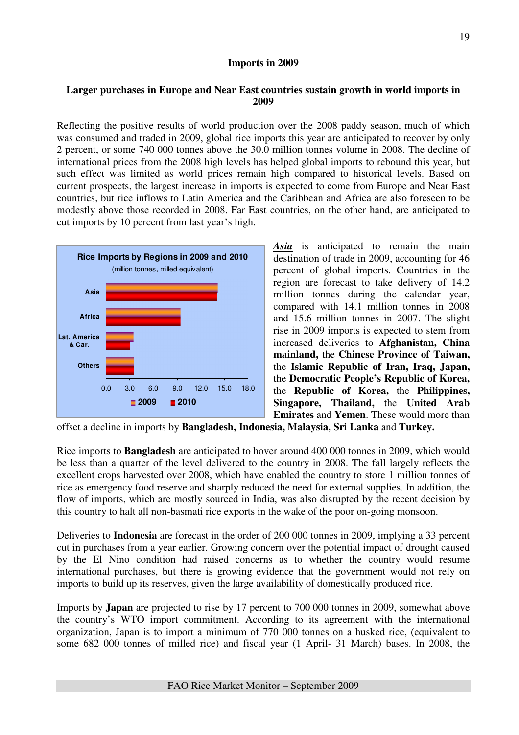## Imports in 2009

### Larger purchases in Europe and Near East countries sustain growth in world imports in 2009

Reflecting the positive results of world production over the 2008 paddy season, much of which was consumed and traded in 2009, global rice imports this year are anticipated to recover by only 2 percent, or some 740 000 tonnes above the 30.0 million tonnes volume in 2008. The decline of international prices from the 2008 high levels has helped global imports to rebound this year, but such effect was limited as world prices remain high compared to historical levels. Based on current prospects, the largest increase in imports is expected to come from Europe and Near East countries, but rice inflows to Latin America and the Caribbean and Africa are also foreseen to be modestly above those recorded in 2008. Far East countries, on the other hand, are anticipated to cut imports by 10 percent from last year's high.

**Rice Imports by Regions in 2009 and 2010**
(million tonnes, milled equivalent)

Asia, Africa, Lat. America & Car., Others — 2009, 2010

***Asia*** is anticipated to remain the main destination of trade in 2009, accounting for 46 percent of global imports. Countries in the region are forecast to take delivery of 14.2 million tonnes during the calendar year, compared with 14.1 million tonnes in 2008 and 15.6 million tonnes in 2007. The slight rise in 2009 imports is expected to stem from increased deliveries to **Afghanistan, China mainland,** the **Chinese Province of Taiwan,** the **Islamic Republic of Iran, Iraq, Japan,** the **Democratic People's Republic of Korea,** the **Republic of Korea,** the **Philippines, Singapore, Thailand,** the **United Arab Emirates** and **Yemen**. These would more than offset a decline in imports by **Bangladesh, Indonesia, Malaysia, Sri Lanka** and **Turkey.**

Rice imports to **Bangladesh** are anticipated to hover around 400 000 tonnes in 2009, which would be less than a quarter of the level delivered to the country in 2008. The fall largely reflects the excellent crops harvested over 2008, which have enabled the country to store 1 million tonnes of rice as emergency food reserve and sharply reduced the need for external supplies. In addition, the flow of imports, which are mostly sourced in India, was also disrupted by the recent decision by this country to halt all non-basmati rice exports in the wake of the poor on-going monsoon.

Deliveries to **Indonesia** are forecast in the order of 200 000 tonnes in 2009, implying a 33 percent cut in purchases from a year earlier. Growing concern over the potential impact of drought caused by the El Nino condition had raised concerns as to whether the country would resume international purchases, but there is growing evidence that the government would not rely on imports to build up its reserves, given the large availability of domestically produced rice.

Imports by **Japan** are projected to rise by 17 percent to 700 000 tonnes in 2009, somewhat above the country's WTO import commitment. According to its agreement with the international organization, Japan is to import a minimum of 770 000 tonnes on a husked rice, (equivalent to some 682 000 tonnes of milled rice) and fiscal year (1 April- 31 March) bases. In 2008, the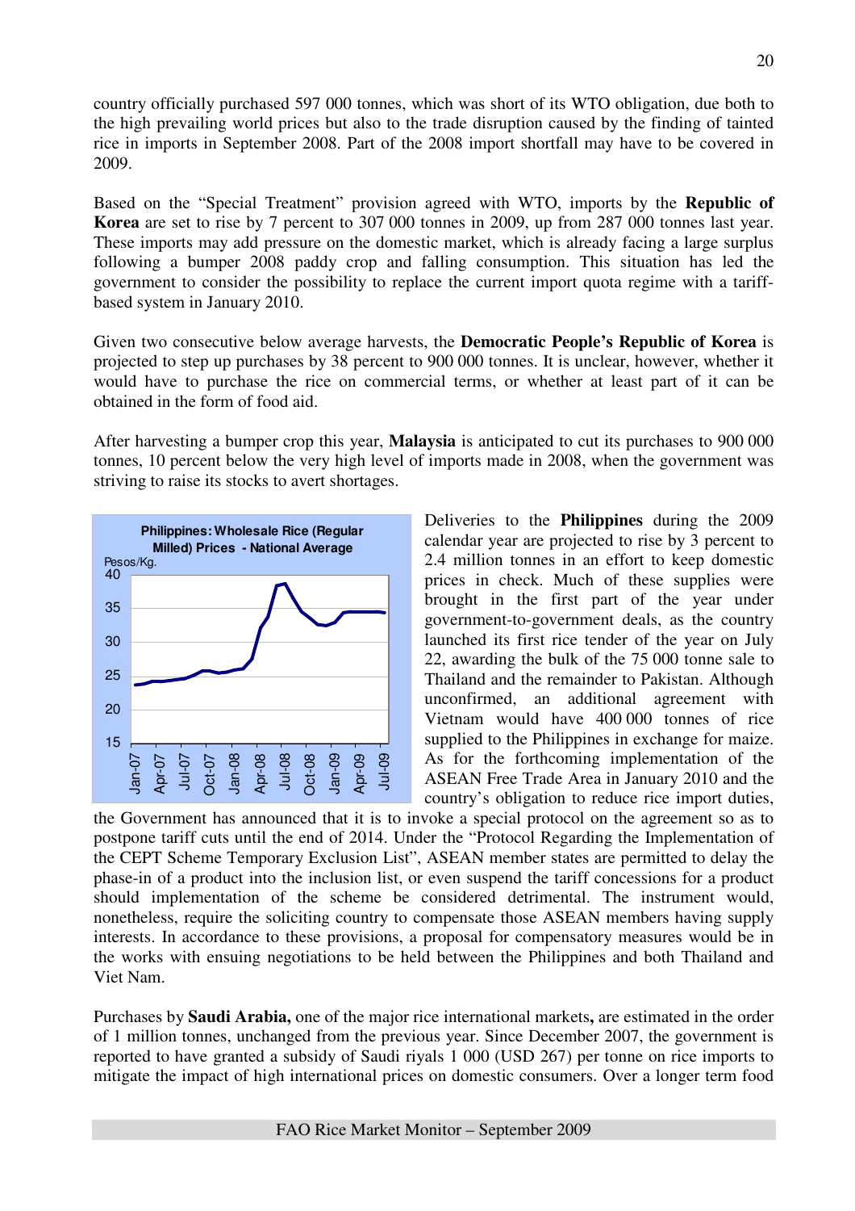country officially purchased 597 000 tonnes, which was short of its WTO obligation, due both to the high prevailing world prices but also to the trade disruption caused by the finding of tainted rice in imports in September 2008. Part of the 2008 import shortfall may have to be covered in 2009.

Based on the "Special Treatment" provision agreed with WTO, imports by the **Republic of Korea** are set to rise by 7 percent to 307 000 tonnes in 2009, up from 287 000 tonnes last year. These imports may add pressure on the domestic market, which is already facing a large surplus following a bumper 2008 paddy crop and falling consumption. This situation has led the government to consider the possibility to replace the current import quota regime with a tariff-based system in January 2010.

Given two consecutive below average harvests, the **Democratic People's Republic of Korea** is projected to step up purchases by 38 percent to 900 000 tonnes. It is unclear, however, whether it would have to purchase the rice on commercial terms, or whether at least part of it can be obtained in the form of food aid.

After harvesting a bumper crop this year, **Malaysia** is anticipated to cut its purchases to 900 000 tonnes, 10 percent below the very high level of imports made in 2008, when the government was striving to raise its stocks to avert shortages.

**Philippines: Wholesale Rice (Regular Milled) Prices - National Average**

Pesos/Kg.

Deliveries to the **Philippines** during the 2009 calendar year are projected to rise by 3 percent to 2.4 million tonnes in an effort to keep domestic prices in check. Much of these supplies were brought in the first part of the year under government-to-government deals, as the country launched its first rice tender of the year on July 22, awarding the bulk of the 75 000 tonne sale to Thailand and the remainder to Pakistan. Although unconfirmed, an additional agreement with Vietnam would have 400 000 tonnes of rice supplied to the Philippines in exchange for maize. As for the forthcoming implementation of the ASEAN Free Trade Area in January 2010 and the country's obligation to reduce rice import duties, the Government has announced that it is to invoke a special protocol on the agreement so as to postpone tariff cuts until the end of 2014. Under the "Protocol Regarding the Implementation of the CEPT Scheme Temporary Exclusion List", ASEAN member states are permitted to delay the phase-in of a product into the inclusion list, or even suspend the tariff concessions for a product should implementation of the scheme be considered detrimental. The instrument would, nonetheless, require the soliciting country to compensate those ASEAN members having supply interests. In accordance to these provisions, a proposal for compensatory measures would be in the works with ensuing negotiations to be held between the Philippines and both Thailand and Viet Nam.

Purchases by **Saudi Arabia,** one of the major rice international markets**,** are estimated in the order of 1 million tonnes, unchanged from the previous year. Since December 2007, the government is reported to have granted a subsidy of Saudi riyals 1 000 (USD 267) per tonne on rice imports to mitigate the impact of high international prices on domestic consumers. Over a longer term food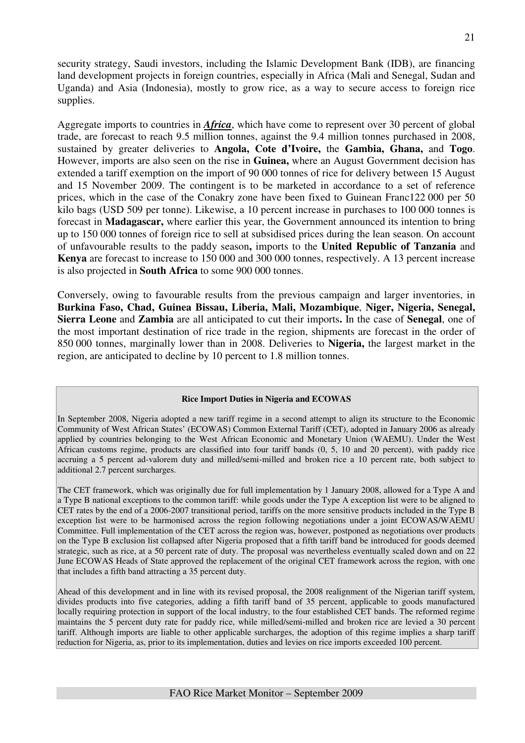security strategy, Saudi investors, including the Islamic Development Bank (IDB), are financing land development projects in foreign countries, especially in Africa (Mali and Senegal, Sudan and Uganda) and Asia (Indonesia), mostly to grow rice, as a way to secure access to foreign rice supplies.

Aggregate imports to countries in ***Africa***, which have come to represent over 30 percent of global trade, are forecast to reach 9.5 million tonnes, against the 9.4 million tonnes purchased in 2008, sustained by greater deliveries to **Angola, Cote d'Ivoire,** the **Gambia, Ghana,** and **Togo**. However, imports are also seen on the rise in **Guinea,** where an August Government decision has extended a tariff exemption on the import of 90 000 tonnes of rice for delivery between 15 August and 15 November 2009. The contingent is to be marketed in accordance to a set of reference prices, which in the case of the Conakry zone have been fixed to Guinean Franc122 000 per 50 kilo bags (USD 509 per tonne). Likewise, a 10 percent increase in purchases to 100 000 tonnes is forecast in **Madagascar,** where earlier this year, the Government announced its intention to bring up to 150 000 tonnes of foreign rice to sell at subsidised prices during the lean season. On account of unfavourable results to the paddy season**,** imports to the **United Republic of Tanzania** and **Kenya** are forecast to increase to 150 000 and 300 000 tonnes, respectively. A 13 percent increase is also projected in **South Africa** to some 900 000 tonnes.

Conversely, owing to favourable results from the previous campaign and larger inventories, in **Burkina Faso, Chad, Guinea Bissau, Liberia, Mali, Mozambique**, **Niger, Nigeria, Senegal, Sierra Leone** and **Zambia** are all anticipated to cut their imports**.** In the case of **Senegal**, one of the most important destination of rice trade in the region, shipments are forecast in the order of 850 000 tonnes, marginally lower than in 2008. Deliveries to **Nigeria,** the largest market in the region, are anticipated to decline by 10 percent to 1.8 million tonnes.

**Rice Import Duties in Nigeria and ECOWAS**

In September 2008, Nigeria adopted a new tariff regime in a second attempt to align its structure to the Economic Community of West African States' (ECOWAS) Common External Tariff (CET), adopted in January 2006 as already applied by countries belonging to the West African Economic and Monetary Union (WAEMU). Under the West African customs regime, products are classified into four tariff bands (0, 5, 10 and 20 percent), with paddy rice accruing a 5 percent ad-valorem duty and milled/semi-milled and broken rice a 10 percent rate, both subject to additional 2.7 percent surcharges.

The CET framework, which was originally due for full implementation by 1 January 2008, allowed for a Type A and a Type B national exceptions to the common tariff: while goods under the Type A exception list were to be aligned to CET rates by the end of a 2006-2007 transitional period, tariffs on the more sensitive products included in the Type B exception list were to be harmonised across the region following negotiations under a joint ECOWAS/WAEMU Committee. Full implementation of the CET across the region was, however, postponed as negotiations over products on the Type B exclusion list collapsed after Nigeria proposed that a fifth tariff band be introduced for goods deemed strategic, such as rice, at a 50 percent rate of duty. The proposal was nevertheless eventually scaled down and on 22 June ECOWAS Heads of State approved the replacement of the original CET framework across the region, with one that includes a fifth band attracting a 35 percent duty.

Ahead of this development and in line with its revised proposal, the 2008 realignment of the Nigerian tariff system, divides products into five categories, adding a fifth tariff band of 35 percent, applicable to goods manufactured locally requiring protection in support of the local industry, to the four established CET bands. The reformed regime maintains the 5 percent duty rate for paddy rice, while milled/semi-milled and broken rice are levied a 30 percent tariff. Although imports are liable to other applicable surcharges, the adoption of this regime implies a sharp tariff reduction for Nigeria, as, prior to its implementation, duties and levies on rice imports exceeded 100 percent.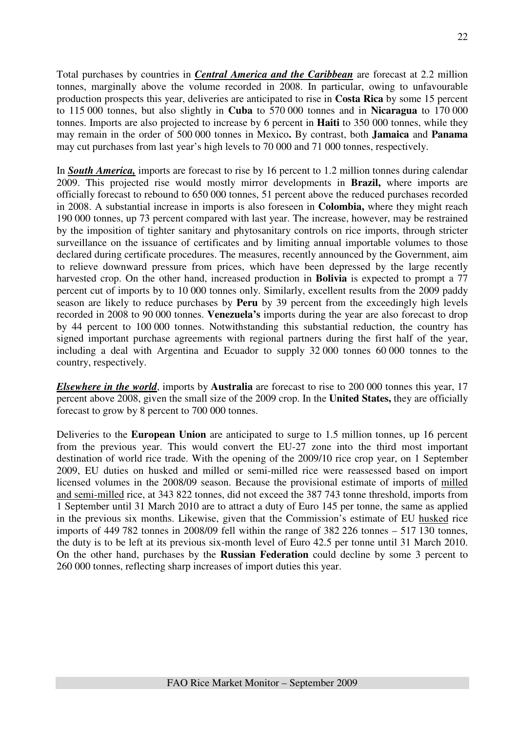Total purchases by countries in ***Central America and the Caribbean*** are forecast at 2.2 million tonnes, marginally above the volume recorded in 2008. In particular, owing to unfavourable production prospects this year, deliveries are anticipated to rise in **Costa Rica** by some 15 percent to 115 000 tonnes, but also slightly in **Cuba** to 570 000 tonnes and in **Nicaragua** to 170 000 tonnes. Imports are also projected to increase by 6 percent in **Haiti** to 350 000 tonnes, while they may remain in the order of 500 000 tonnes in Mexico**.** By contrast, both **Jamaica** and **Panama** may cut purchases from last year's high levels to 70 000 and 71 000 tonnes, respectively.

In ***South America,*** imports are forecast to rise by 16 percent to 1.2 million tonnes during calendar 2009. This projected rise would mostly mirror developments in **Brazil,** where imports are officially forecast to rebound to 650 000 tonnes, 51 percent above the reduced purchases recorded in 2008. A substantial increase in imports is also foreseen in **Colombia,** where they might reach 190 000 tonnes, up 73 percent compared with last year. The increase, however, may be restrained by the imposition of tighter sanitary and phytosanitary controls on rice imports, through stricter surveillance on the issuance of certificates and by limiting annual importable volumes to those declared during certificate procedures. The measures, recently announced by the Government, aim to relieve downward pressure from prices, which have been depressed by the large recently harvested crop. On the other hand, increased production in **Bolivia** is expected to prompt a 77 percent cut of imports by to 10 000 tonnes only. Similarly, excellent results from the 2009 paddy season are likely to reduce purchases by **Peru** by 39 percent from the exceedingly high levels recorded in 2008 to 90 000 tonnes. **Venezuela's** imports during the year are also forecast to drop by 44 percent to 100 000 tonnes. Notwithstanding this substantial reduction, the country has signed important purchase agreements with regional partners during the first half of the year, including a deal with Argentina and Ecuador to supply 32 000 tonnes 60 000 tonnes to the country, respectively.

***Elsewhere in the world***, imports by **Australia** are forecast to rise to 200 000 tonnes this year, 17 percent above 2008, given the small size of the 2009 crop. In the **United States,** they are officially forecast to grow by 8 percent to 700 000 tonnes.

Deliveries to the **European Union** are anticipated to surge to 1.5 million tonnes, up 16 percent from the previous year. This would convert the EU-27 zone into the third most important destination of world rice trade. With the opening of the 2009/10 rice crop year, on 1 September 2009, EU duties on husked and milled or semi-milled rice were reassessed based on import licensed volumes in the 2008/09 season. Because the provisional estimate of imports of <u>milled and semi-milled</u> rice, at 343 822 tonnes, did not exceed the 387 743 tonne threshold, imports from 1 September until 31 March 2010 are to attract a duty of Euro 145 per tonne, the same as applied in the previous six months. Likewise, given that the Commission's estimate of EU <u>husked</u> rice imports of 449 782 tonnes in 2008/09 fell within the range of 382 226 tonnes – 517 130 tonnes, the duty is to be left at its previous six-month level of Euro 42.5 per tonne until 31 March 2010. On the other hand, purchases by the **Russian Federation** could decline by some 3 percent to 260 000 tonnes, reflecting sharp increases of import duties this year.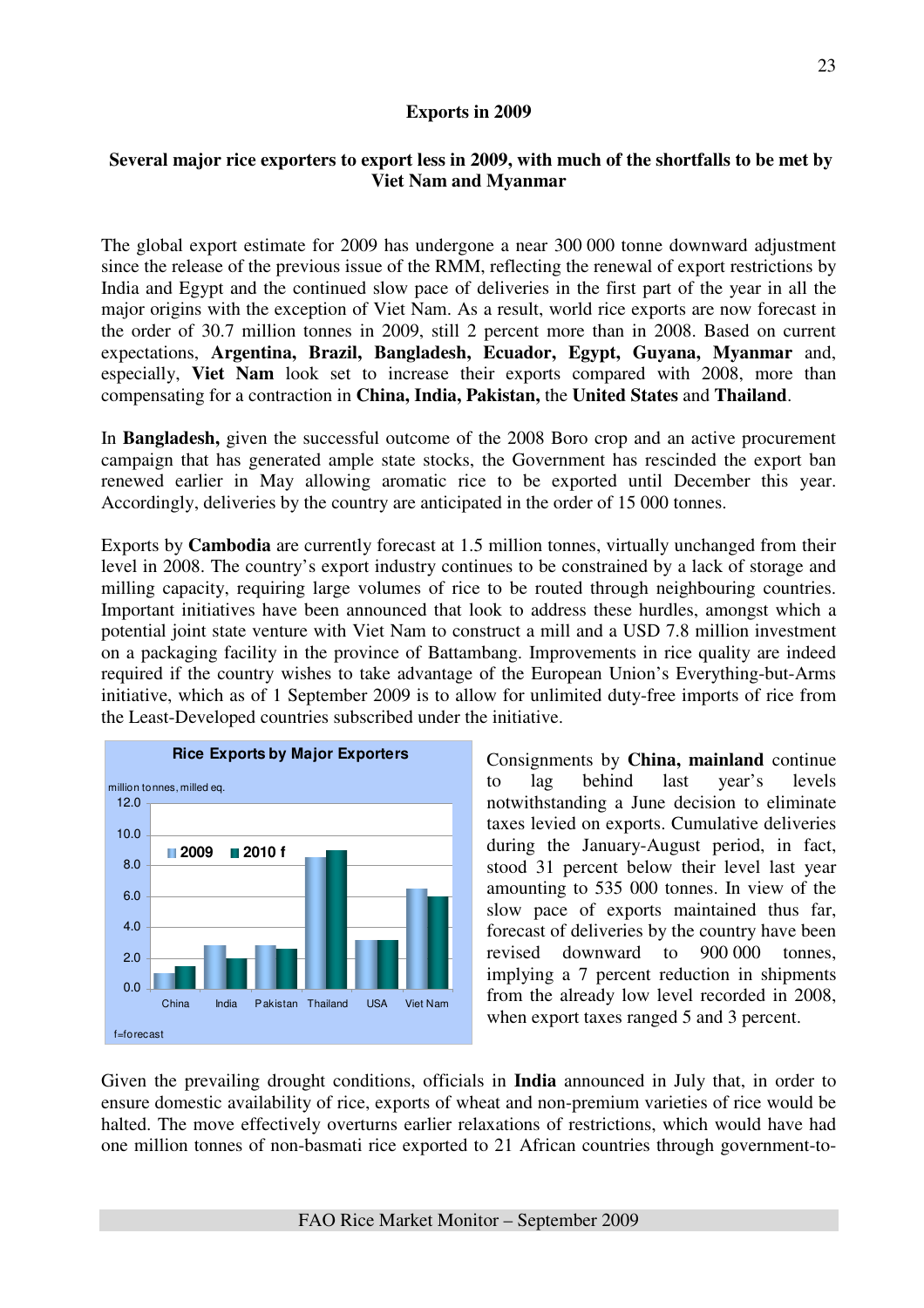**Exports in 2009**

**Several major rice exporters to export less in 2009, with much of the shortfalls to be met by Viet Nam and Myanmar**

The global export estimate for 2009 has undergone a near 300 000 tonne downward adjustment since the release of the previous issue of the RMM, reflecting the renewal of export restrictions by India and Egypt and the continued slow pace of deliveries in the first part of the year in all the major origins with the exception of Viet Nam. As a result, world rice exports are now forecast in the order of 30.7 million tonnes in 2009, still 2 percent more than in 2008. Based on current expectations, **Argentina, Brazil, Bangladesh, Ecuador, Egypt, Guyana, Myanmar** and, especially, **Viet Nam** look set to increase their exports compared with 2008, more than compensating for a contraction in **China, India, Pakistan,** the **United States** and **Thailand**.

In **Bangladesh,** given the successful outcome of the 2008 Boro crop and an active procurement campaign that has generated ample state stocks, the Government has rescinded the export ban renewed earlier in May allowing aromatic rice to be exported until December this year. Accordingly, deliveries by the country are anticipated in the order of 15 000 tonnes.

Exports by **Cambodia** are currently forecast at 1.5 million tonnes, virtually unchanged from their level in 2008. The country's export industry continues to be constrained by a lack of storage and milling capacity, requiring large volumes of rice to be routed through neighbouring countries. Important initiatives have been announced that look to address these hurdles, amongst which a potential joint state venture with Viet Nam to construct a mill and a USD 7.8 million investment on a packaging facility in the province of Battambang. Improvements in rice quality are indeed required if the country wishes to take advantage of the European Union's Everything-but-Arms initiative, which as of 1 September 2009 is to allow for unlimited duty-free imports of rice from the Least-Developed countries subscribed under the initiative.

**Rice Exports by Major Exporters**

million tonnes, milled eq.

f=forecast

Consignments by **China, mainland** continue to lag behind last year's levels notwithstanding a June decision to eliminate taxes levied on exports. Cumulative deliveries during the January-August period, in fact, stood 31 percent below their level last year amounting to 535 000 tonnes. In view of the slow pace of exports maintained thus far, forecast of deliveries by the country have been revised downward to 900 000 tonnes, implying a 7 percent reduction in shipments from the already low level recorded in 2008, when export taxes ranged 5 and 3 percent.

Given the prevailing drought conditions, officials in **India** announced in July that, in order to ensure domestic availability of rice, exports of wheat and non-premium varieties of rice would be halted. The move effectively overturns earlier relaxations of restrictions, which would have had one million tonnes of non-basmati rice exported to 21 African countries through government-to-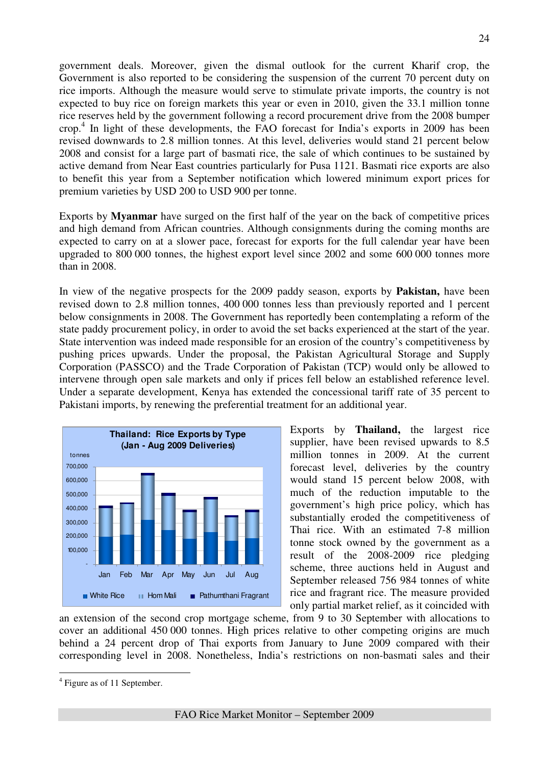government deals. Moreover, given the dismal outlook for the current Kharif crop, the Government is also reported to be considering the suspension of the current 70 percent duty on rice imports. Although the measure would serve to stimulate private imports, the country is not expected to buy rice on foreign markets this year or even in 2010, given the 33.1 million tonne rice reserves held by the government following a record procurement drive from the 2008 bumper crop.[4] In light of these developments, the FAO forecast for India's exports in 2009 has been revised downwards to 2.8 million tonnes. At this level, deliveries would stand 21 percent below 2008 and consist for a large part of basmati rice, the sale of which continues to be sustained by active demand from Near East countries particularly for Pusa 1121. Basmati rice exports are also to benefit this year from a September notification which lowered minimum export prices for premium varieties by USD 200 to USD 900 per tonne.

Exports by **Myanmar** have surged on the first half of the year on the back of competitive prices and high demand from African countries. Although consignments during the coming months are expected to carry on at a slower pace, forecast for exports for the full calendar year have been upgraded to 800 000 tonnes, the highest export level since 2002 and some 600 000 tonnes more than in 2008.

In view of the negative prospects for the 2009 paddy season, exports by **Pakistan,** have been revised down to 2.8 million tonnes, 400 000 tonnes less than previously reported and 1 percent below consignments in 2008. The Government has reportedly been contemplating a reform of the state paddy procurement policy, in order to avoid the set backs experienced at the start of the year. State intervention was indeed made responsible for an erosion of the country's competitiveness by pushing prices upwards. Under the proposal, the Pakistan Agricultural Storage and Supply Corporation (PASSCO) and the Trade Corporation of Pakistan (TCP) would only be allowed to intervene through open sale markets and only if prices fell below an established reference level. Under a separate development, Kenya has extended the concessional tariff rate of 35 percent to Pakistani imports, by renewing the preferential treatment for an additional year.

**Thailand: Rice Exports by Type (Jan - Aug 2009 Deliveries)**

Exports by **Thailand,** the largest rice supplier, have been revised upwards to 8.5 million tonnes in 2009. At the current forecast level, deliveries by the country would stand 15 percent below 2008, with much of the reduction imputable to the government's high price policy, which has substantially eroded the competitiveness of Thai rice. With an estimated 7-8 million tonne stock owned by the government as a result of the 2008-2009 rice pledging scheme, three auctions held in August and September released 756 984 tonnes of white rice and fragrant rice. The measure provided only partial market relief, as it coincided with an extension of the second crop mortgage scheme, from 9 to 30 September with allocations to cover an additional 450 000 tonnes. High prices relative to other competing origins are much behind a 24 percent drop of Thai exports from January to June 2009 compared with their corresponding level in 2008. Nonetheless, India's restrictions on non-basmati sales and their

[4] Figure as of 11 September.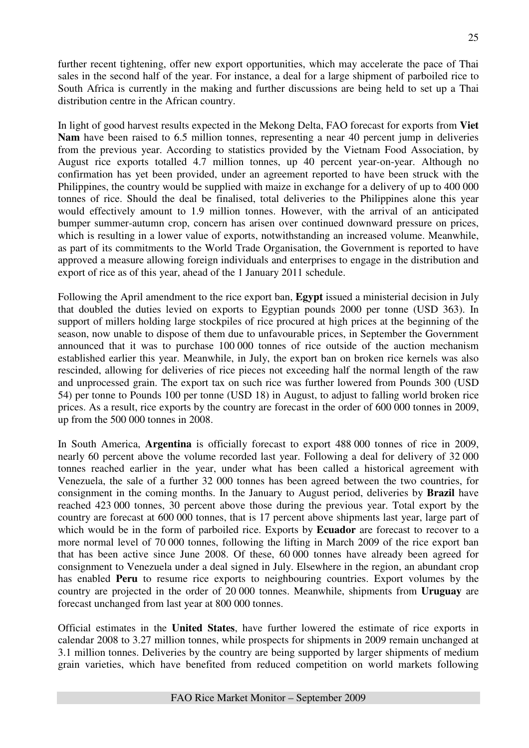further recent tightening, offer new export opportunities, which may accelerate the pace of Thai sales in the second half of the year. For instance, a deal for a large shipment of parboiled rice to South Africa is currently in the making and further discussions are being held to set up a Thai distribution centre in the African country.

In light of good harvest results expected in the Mekong Delta, FAO forecast for exports from **Viet Nam** have been raised to 6.5 million tonnes, representing a near 40 percent jump in deliveries from the previous year. According to statistics provided by the Vietnam Food Association, by August rice exports totalled 4.7 million tonnes, up 40 percent year-on-year. Although no confirmation has yet been provided, under an agreement reported to have been struck with the Philippines, the country would be supplied with maize in exchange for a delivery of up to 400 000 tonnes of rice. Should the deal be finalised, total deliveries to the Philippines alone this year would effectively amount to 1.9 million tonnes. However, with the arrival of an anticipated bumper summer-autumn crop, concern has arisen over continued downward pressure on prices, which is resulting in a lower value of exports, notwithstanding an increased volume. Meanwhile, as part of its commitments to the World Trade Organisation, the Government is reported to have approved a measure allowing foreign individuals and enterprises to engage in the distribution and export of rice as of this year, ahead of the 1 January 2011 schedule.

Following the April amendment to the rice export ban, **Egypt** issued a ministerial decision in July that doubled the duties levied on exports to Egyptian pounds 2000 per tonne (USD 363). In support of millers holding large stockpiles of rice procured at high prices at the beginning of the season, now unable to dispose of them due to unfavourable prices, in September the Government announced that it was to purchase 100 000 tonnes of rice outside of the auction mechanism established earlier this year. Meanwhile, in July, the export ban on broken rice kernels was also rescinded, allowing for deliveries of rice pieces not exceeding half the normal length of the raw and unprocessed grain. The export tax on such rice was further lowered from Pounds 300 (USD 54) per tonne to Pounds 100 per tonne (USD 18) in August, to adjust to falling world broken rice prices. As a result, rice exports by the country are forecast in the order of 600 000 tonnes in 2009, up from the 500 000 tonnes in 2008.

In South America, **Argentina** is officially forecast to export 488 000 tonnes of rice in 2009, nearly 60 percent above the volume recorded last year. Following a deal for delivery of 32 000 tonnes reached earlier in the year, under what has been called a historical agreement with Venezuela, the sale of a further 32 000 tonnes has been agreed between the two countries, for consignment in the coming months. In the January to August period, deliveries by **Brazil** have reached 423 000 tonnes, 30 percent above those during the previous year. Total export by the country are forecast at 600 000 tonnes, that is 17 percent above shipments last year, large part of which would be in the form of parboiled rice. Exports by **Ecuador** are forecast to recover to a more normal level of 70 000 tonnes, following the lifting in March 2009 of the rice export ban that has been active since June 2008. Of these, 60 000 tonnes have already been agreed for consignment to Venezuela under a deal signed in July. Elsewhere in the region, an abundant crop has enabled **Peru** to resume rice exports to neighbouring countries. Export volumes by the country are projected in the order of 20 000 tonnes. Meanwhile, shipments from **Uruguay** are forecast unchanged from last year at 800 000 tonnes.

Official estimates in the **United States**, have further lowered the estimate of rice exports in calendar 2008 to 3.27 million tonnes, while prospects for shipments in 2009 remain unchanged at 3.1 million tonnes. Deliveries by the country are being supported by larger shipments of medium grain varieties, which have benefited from reduced competition on world markets following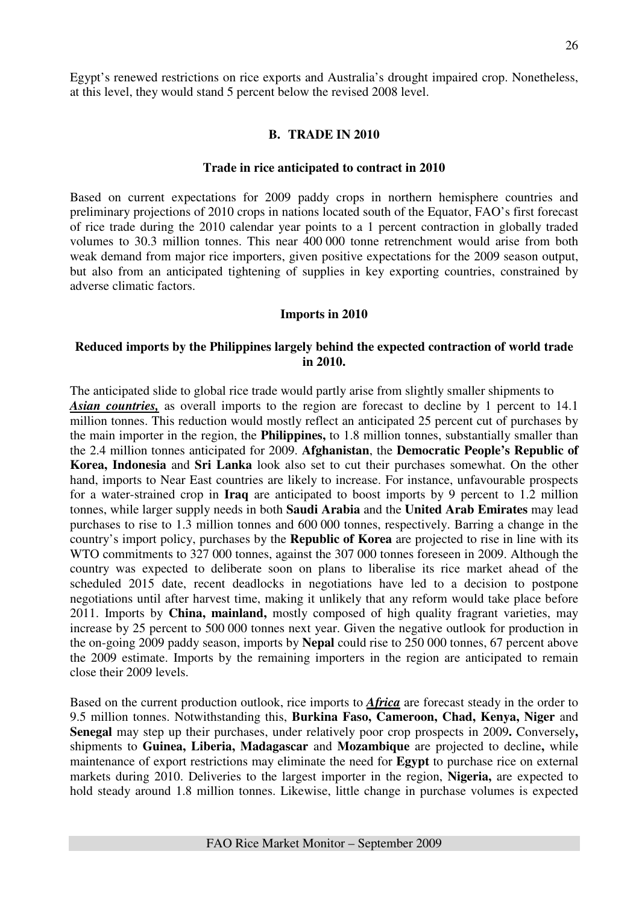Egypt's renewed restrictions on rice exports and Australia's drought impaired crop. Nonetheless, at this level, they would stand 5 percent below the revised 2008 level.

## B. TRADE IN 2010

### Trade in rice anticipated to contract in 2010

Based on current expectations for 2009 paddy crops in northern hemisphere countries and preliminary projections of 2010 crops in nations located south of the Equator, FAO's first forecast of rice trade during the 2010 calendar year points to a 1 percent contraction in globally traded volumes to 30.3 million tonnes. This near 400 000 tonne retrenchment would arise from both weak demand from major rice importers, given positive expectations for the 2009 season output, but also from an anticipated tightening of supplies in key exporting countries, constrained by adverse climatic factors.

### Imports in 2010

### Reduced imports by the Philippines largely behind the expected contraction of world trade in 2010.

The anticipated slide to global rice trade would partly arise from slightly smaller shipments to ***Asian countries,*** as overall imports to the region are forecast to decline by 1 percent to 14.1 million tonnes. This reduction would mostly reflect an anticipated 25 percent cut of purchases by the main importer in the region, the **Philippines,** to 1.8 million tonnes, substantially smaller than the 2.4 million tonnes anticipated for 2009. **Afghanistan**, the **Democratic People's Republic of Korea, Indonesia** and **Sri Lanka** look also set to cut their purchases somewhat. On the other hand, imports to Near East countries are likely to increase. For instance, unfavourable prospects for a water-strained crop in **Iraq** are anticipated to boost imports by 9 percent to 1.2 million tonnes, while larger supply needs in both **Saudi Arabia** and the **United Arab Emirates** may lead purchases to rise to 1.3 million tonnes and 600 000 tonnes, respectively. Barring a change in the country's import policy, purchases by the **Republic of Korea** are projected to rise in line with its WTO commitments to 327 000 tonnes, against the 307 000 tonnes foreseen in 2009. Although the country was expected to deliberate soon on plans to liberalise its rice market ahead of the scheduled 2015 date, recent deadlocks in negotiations have led to a decision to postpone negotiations until after harvest time, making it unlikely that any reform would take place before 2011. Imports by **China, mainland,** mostly composed of high quality fragrant varieties, may increase by 25 percent to 500 000 tonnes next year. Given the negative outlook for production in the on-going 2009 paddy season, imports by **Nepal** could rise to 250 000 tonnes, 67 percent above the 2009 estimate. Imports by the remaining importers in the region are anticipated to remain close their 2009 levels.

Based on the current production outlook, rice imports to ***Africa*** are forecast steady in the order to 9.5 million tonnes. Notwithstanding this, **Burkina Faso, Cameroon, Chad, Kenya, Niger** and **Senegal** may step up their purchases, under relatively poor crop prospects in 2009**.** Conversely**,** shipments to **Guinea, Liberia, Madagascar** and **Mozambique** are projected to decline**,** while maintenance of export restrictions may eliminate the need for **Egypt** to purchase rice on external markets during 2010. Deliveries to the largest importer in the region, **Nigeria,** are expected to hold steady around 1.8 million tonnes. Likewise, little change in purchase volumes is expected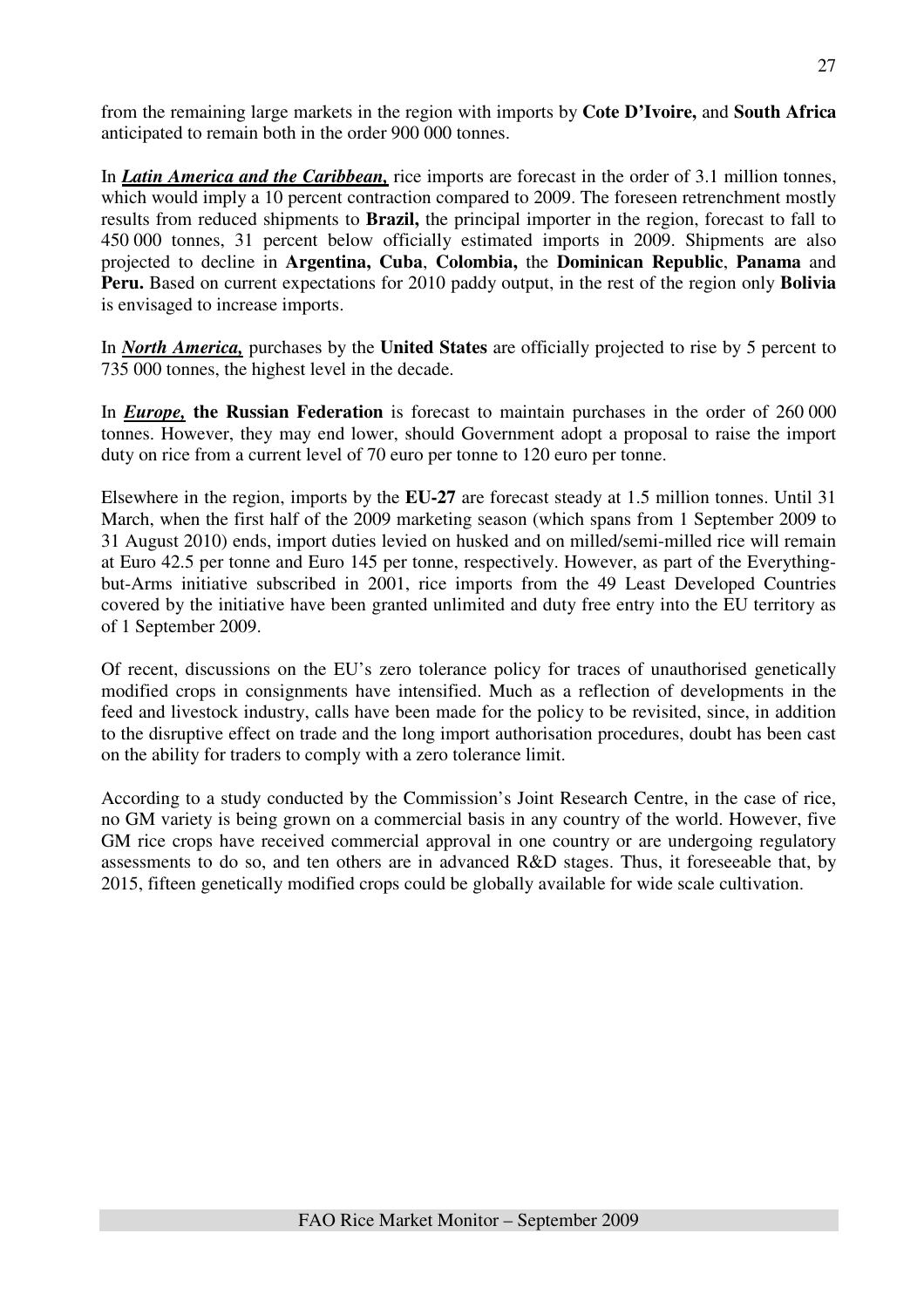from the remaining large markets in the region with imports by **Cote D'Ivoire,** and **South Africa** anticipated to remain both in the order 900 000 tonnes.

In ***Latin America and the Caribbean,*** rice imports are forecast in the order of 3.1 million tonnes, which would imply a 10 percent contraction compared to 2009. The foreseen retrenchment mostly results from reduced shipments to **Brazil,** the principal importer in the region, forecast to fall to 450 000 tonnes, 31 percent below officially estimated imports in 2009. Shipments are also projected to decline in **Argentina, Cuba**, **Colombia,** the **Dominican Republic**, **Panama** and **Peru.** Based on current expectations for 2010 paddy output, in the rest of the region only **Bolivia** is envisaged to increase imports.

In ***North America,*** purchases by the **United States** are officially projected to rise by 5 percent to 735 000 tonnes, the highest level in the decade.

In ***Europe,*** **the Russian Federation** is forecast to maintain purchases in the order of 260 000 tonnes. However, they may end lower, should Government adopt a proposal to raise the import duty on rice from a current level of 70 euro per tonne to 120 euro per tonne.

Elsewhere in the region, imports by the **EU-27** are forecast steady at 1.5 million tonnes. Until 31 March, when the first half of the 2009 marketing season (which spans from 1 September 2009 to 31 August 2010) ends, import duties levied on husked and on milled/semi-milled rice will remain at Euro 42.5 per tonne and Euro 145 per tonne, respectively. However, as part of the Everything-but-Arms initiative subscribed in 2001, rice imports from the 49 Least Developed Countries covered by the initiative have been granted unlimited and duty free entry into the EU territory as of 1 September 2009.

Of recent, discussions on the EU's zero tolerance policy for traces of unauthorised genetically modified crops in consignments have intensified. Much as a reflection of developments in the feed and livestock industry, calls have been made for the policy to be revisited, since, in addition to the disruptive effect on trade and the long import authorisation procedures, doubt has been cast on the ability for traders to comply with a zero tolerance limit.

According to a study conducted by the Commission's Joint Research Centre, in the case of rice, no GM variety is being grown on a commercial basis in any country of the world. However, five GM rice crops have received commercial approval in one country or are undergoing regulatory assessments to do so, and ten others are in advanced R&D stages. Thus, it foreseeable that, by 2015, fifteen genetically modified crops could be globally available for wide scale cultivation.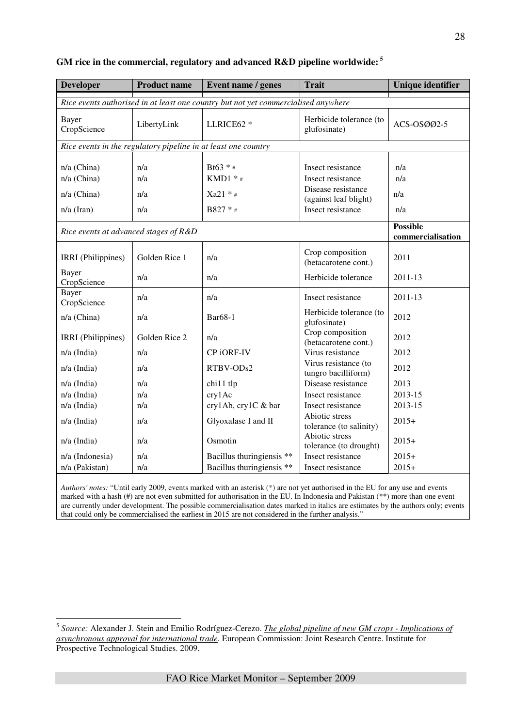**GM rice in the commercial, regulatory and advanced R&D pipeline worldwide:** [5]

| Developer | Product name | Event name / genes | Trait | Unique identifier |
|---|---|---|---|---|
| *Rice events authorised in at least one country but not yet commercialised anywhere* | | | | |
| Bayer CropScience | LibertyLink | LLRICE62 * | Herbicide tolerance (to glufosinate) | ACS-OSØØ2-5 |
| *Rice events in the regulatory pipeline in at least one country* | | | | |
| n/a (China) | n/a | Bt63 * # | Insect resistance | n/a |
| n/a (China) | n/a | KMD1 * # | Insect resistance | n/a |
| n/a (China) | n/a | Xa21 * # | Disease resistance (against leaf blight) | n/a |
| n/a (Iran) | n/a | B827 * # | Insect resistance | n/a |
| *Rice events at advanced stages of R&D* | | | | **Possible commercialisation** |
| IRRI (Philippines) | Golden Rice 1 | n/a | Crop composition (betacarotene cont.) | 2011 |
| Bayer CropScience | n/a | n/a | Herbicide tolerance | 2011-13 |
| Bayer CropScience | n/a | n/a | Insect resistance | 2011-13 |
| n/a (China) | n/a | Bar68-1 | Herbicide tolerance (to glufosinate) | 2012 |
| IRRI (Philippines) | Golden Rice 2 | n/a | Crop composition (betacarotene cont.) | 2012 |
| n/a (India) | n/a | CP iORF-IV | Virus resistance | 2012 |
| n/a (India) | n/a | RTBV-ODs2 | Virus resistance (to tungro bacilliform) | 2012 |
| n/a (India) | n/a | chi11 tlp | Disease resistance | 2013 |
| n/a (India) | n/a | cry1Ac | Insect resistance | 2013-15 |
| n/a (India) | n/a | cry1Ab, cry1C & bar | Insect resistance | 2013-15 |
| n/a (India) | n/a | Glyoxalase I and II | Abiotic stress tolerance (to salinity) | 2015+ |
| n/a (India) | n/a | Osmotin | Abiotic stress tolerance (to drought) | 2015+ |
| n/a (Indonesia) | n/a | Bacillus thuringiensis ** | Insect resistance | 2015+ |
| n/a (Pakistan) | n/a | Bacillus thuringiensis ** | Insect resistance | 2015+ |

*Authors' notes:* "Until early 2009, events marked with an asterisk (*) are not yet authorised in the EU for any use and events marked with a hash (#) are not even submitted for authorisation in the EU. In Indonesia and Pakistan (**) more than one event are currently under development. The possible commercialisation dates marked in italics are estimates by the authors only; events that could only be commercialised the earliest in 2015 are not considered in the further analysis."

---

[5] *Source:* Alexander J. Stein and Emilio Rodríguez-Cerezo. *The global pipeline of new GM crops - Implications of asynchronous approval for international trade.* European Commission: Joint Research Centre. Institute for Prospective Technological Studies. 2009.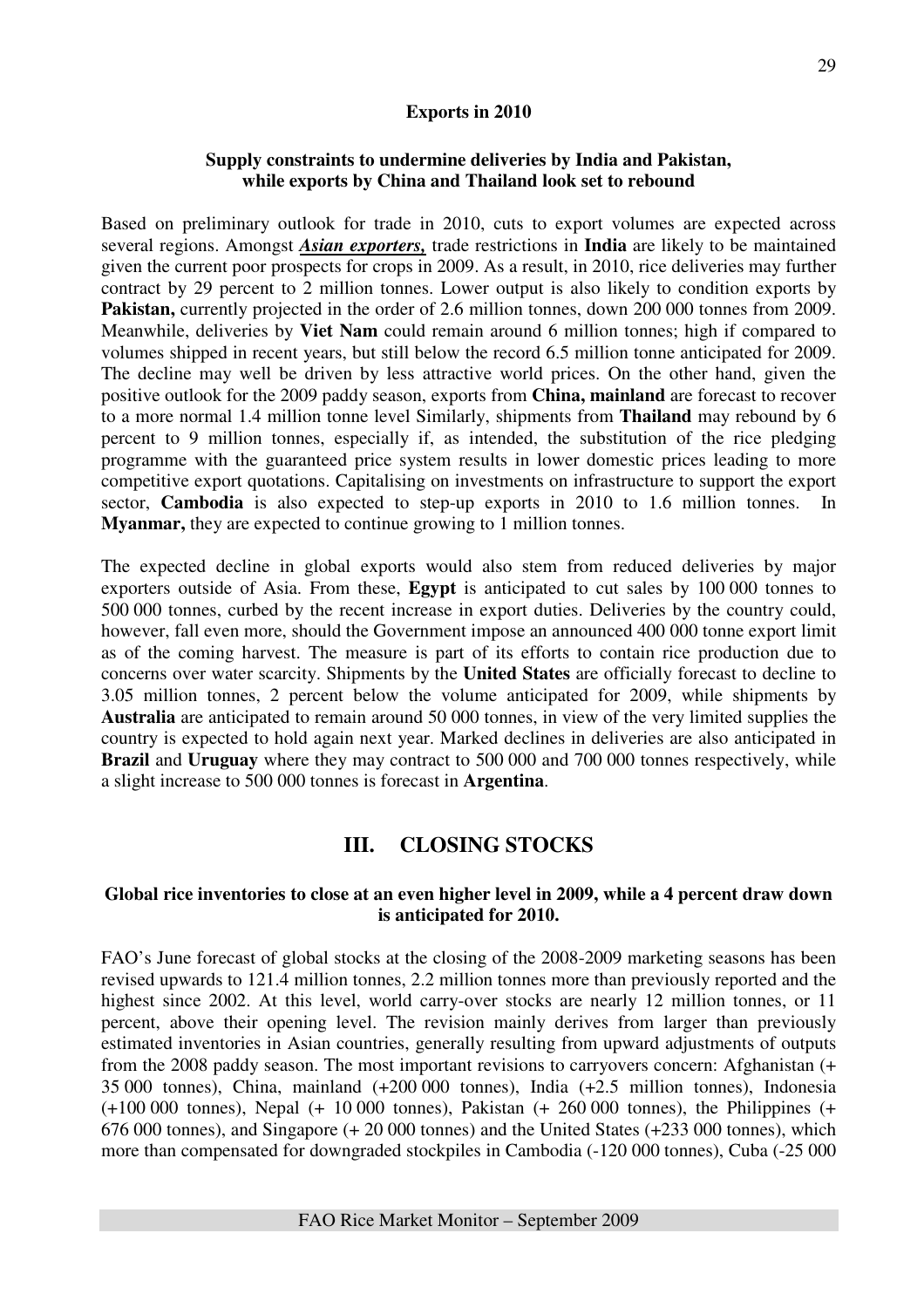### Exports in 2010

**Supply constraints to undermine deliveries by India and Pakistan, while exports by China and Thailand look set to rebound**

Based on preliminary outlook for trade in 2010, cuts to export volumes are expected across several regions. Amongst ***Asian exporters,*** trade restrictions in **India** are likely to be maintained given the current poor prospects for crops in 2009. As a result, in 2010, rice deliveries may further contract by 29 percent to 2 million tonnes. Lower output is also likely to condition exports by **Pakistan,** currently projected in the order of 2.6 million tonnes, down 200 000 tonnes from 2009. Meanwhile, deliveries by **Viet Nam** could remain around 6 million tonnes; high if compared to volumes shipped in recent years, but still below the record 6.5 million tonne anticipated for 2009. The decline may well be driven by less attractive world prices. On the other hand, given the positive outlook for the 2009 paddy season, exports from **China, mainland** are forecast to recover to a more normal 1.4 million tonne level Similarly, shipments from **Thailand** may rebound by 6 percent to 9 million tonnes, especially if, as intended, the substitution of the rice pledging programme with the guaranteed price system results in lower domestic prices leading to more competitive export quotations. Capitalising on investments on infrastructure to support the export sector, **Cambodia** is also expected to step-up exports in 2010 to 1.6 million tonnes. In **Myanmar,** they are expected to continue growing to 1 million tonnes.

The expected decline in global exports would also stem from reduced deliveries by major exporters outside of Asia. From these, **Egypt** is anticipated to cut sales by 100 000 tonnes to 500 000 tonnes, curbed by the recent increase in export duties. Deliveries by the country could, however, fall even more, should the Government impose an announced 400 000 tonne export limit as of the coming harvest. The measure is part of its efforts to contain rice production due to concerns over water scarcity. Shipments by the **United States** are officially forecast to decline to 3.05 million tonnes, 2 percent below the volume anticipated for 2009, while shipments by **Australia** are anticipated to remain around 50 000 tonnes, in view of the very limited supplies the country is expected to hold again next year. Marked declines in deliveries are also anticipated in **Brazil** and **Uruguay** where they may contract to 500 000 and 700 000 tonnes respectively, while a slight increase to 500 000 tonnes is forecast in **Argentina**.

## III. CLOSING STOCKS

**Global rice inventories to close at an even higher level in 2009, while a 4 percent draw down is anticipated for 2010.**

FAO's June forecast of global stocks at the closing of the 2008-2009 marketing seasons has been revised upwards to 121.4 million tonnes, 2.2 million tonnes more than previously reported and the highest since 2002. At this level, world carry-over stocks are nearly 12 million tonnes, or 11 percent, above their opening level. The revision mainly derives from larger than previously estimated inventories in Asian countries, generally resulting from upward adjustments of outputs from the 2008 paddy season. The most important revisions to carryovers concern: Afghanistan (+ 35 000 tonnes), China, mainland (+200 000 tonnes), India (+2.5 million tonnes), Indonesia (+100 000 tonnes), Nepal (+ 10 000 tonnes), Pakistan (+ 260 000 tonnes), the Philippines (+ 676 000 tonnes), and Singapore (+ 20 000 tonnes) and the United States (+233 000 tonnes), which more than compensated for downgraded stockpiles in Cambodia (-120 000 tonnes), Cuba (-25 000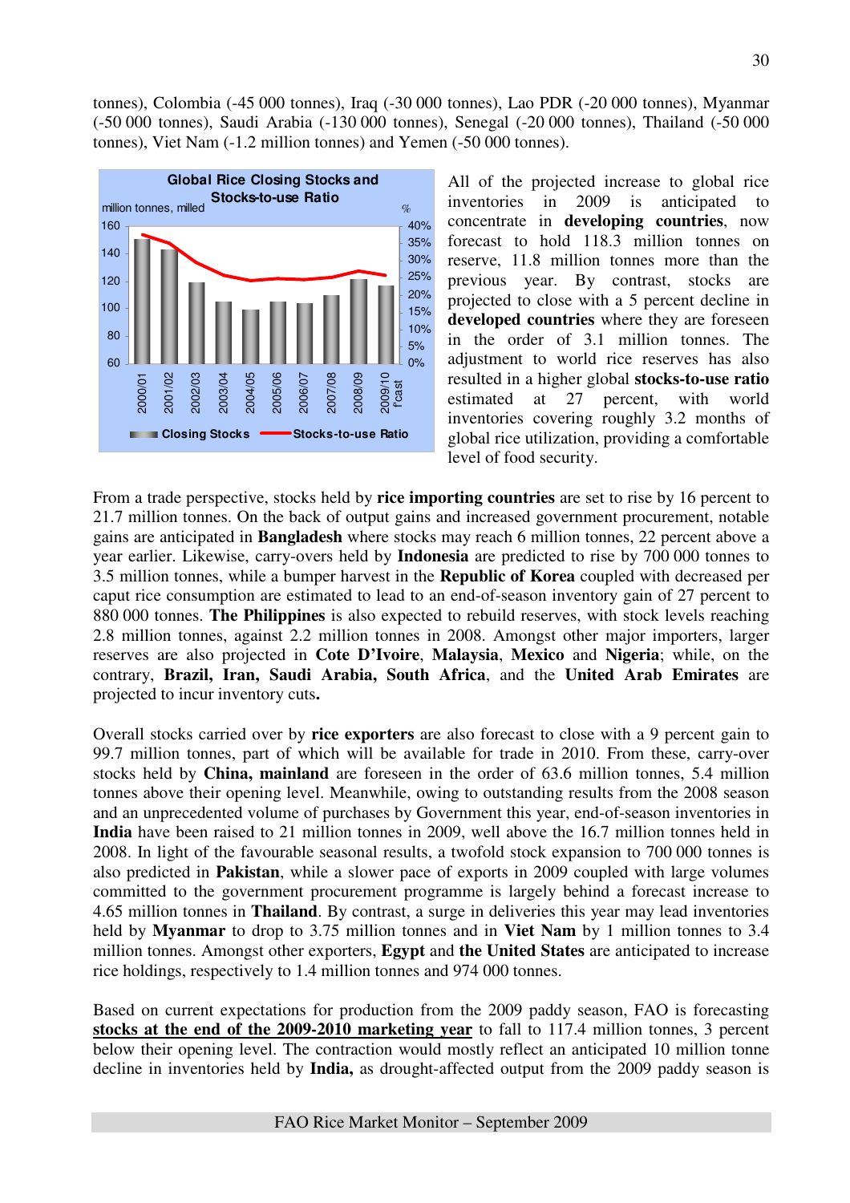tonnes), Colombia (-45 000 tonnes), Iraq (-30 000 tonnes), Lao PDR (-20 000 tonnes), Myanmar (-50 000 tonnes), Saudi Arabia (-130 000 tonnes), Senegal (-20 000 tonnes), Thailand (-50 000 tonnes), Viet Nam (-1.2 million tonnes) and Yemen (-50 000 tonnes).

**Global Rice Closing Stocks and Stocks-to-use Ratio**

All of the projected increase to global rice inventories in 2009 is anticipated to concentrate in **developing countries**, now forecast to hold 118.3 million tonnes on reserve, 11.8 million tonnes more than the previous year. By contrast, stocks are projected to close with a 5 percent decline in **developed countries** where they are foreseen in the order of 3.1 million tonnes. The adjustment to world rice reserves has also resulted in a higher global **stocks-to-use ratio** estimated at 27 percent, with world inventories covering roughly 3.2 months of global rice utilization, providing a comfortable level of food security.

From a trade perspective, stocks held by **rice importing countries** are set to rise by 16 percent to 21.7 million tonnes. On the back of output gains and increased government procurement, notable gains are anticipated in **Bangladesh** where stocks may reach 6 million tonnes, 22 percent above a year earlier. Likewise, carry-overs held by **Indonesia** are predicted to rise by 700 000 tonnes to 3.5 million tonnes, while a bumper harvest in the **Republic of Korea** coupled with decreased per caput rice consumption are estimated to lead to an end-of-season inventory gain of 27 percent to 880 000 tonnes. **The Philippines** is also expected to rebuild reserves, with stock levels reaching 2.8 million tonnes, against 2.2 million tonnes in 2008. Amongst other major importers, larger reserves are also projected in **Cote D'Ivoire**, **Malaysia**, **Mexico** and **Nigeria**; while, on the contrary, **Brazil, Iran, Saudi Arabia, South Africa**, and the **United Arab Emirates** are projected to incur inventory cuts**.**

Overall stocks carried over by **rice exporters** are also forecast to close with a 9 percent gain to 99.7 million tonnes, part of which will be available for trade in 2010. From these, carry-over stocks held by **China, mainland** are foreseen in the order of 63.6 million tonnes, 5.4 million tonnes above their opening level. Meanwhile, owing to outstanding results from the 2008 season and an unprecedented volume of purchases by Government this year, end-of-season inventories in **India** have been raised to 21 million tonnes in 2009, well above the 16.7 million tonnes held in 2008. In light of the favourable seasonal results, a twofold stock expansion to 700 000 tonnes is also predicted in **Pakistan**, while a slower pace of exports in 2009 coupled with large volumes committed to the government procurement programme is largely behind a forecast increase to 4.65 million tonnes in **Thailand**. By contrast, a surge in deliveries this year may lead inventories held by **Myanmar** to drop to 3.75 million tonnes and in **Viet Nam** by 1 million tonnes to 3.4 million tonnes. Amongst other exporters, **Egypt** and **the United States** are anticipated to increase rice holdings, respectively to 1.4 million tonnes and 974 000 tonnes.

Based on current expectations for production from the 2009 paddy season, FAO is forecasting **stocks at the end of the 2009-2010 marketing year** to fall to 117.4 million tonnes, 3 percent below their opening level. The contraction would mostly reflect an anticipated 10 million tonne decline in inventories held by **India,** as drought-affected output from the 2009 paddy season is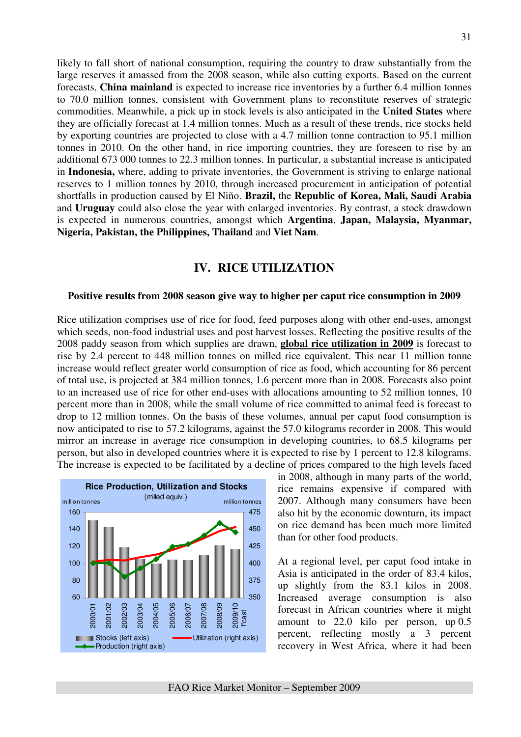likely to fall short of national consumption, requiring the country to draw substantially from the large reserves it amassed from the 2008 season, while also cutting exports. Based on the current forecasts, **China mainland** is expected to increase rice inventories by a further 6.4 million tonnes to 70.0 million tonnes, consistent with Government plans to reconstitute reserves of strategic commodities. Meanwhile, a pick up in stock levels is also anticipated in the **United States** where they are officially forecast at 1.4 million tonnes. Much as a result of these trends, rice stocks held by exporting countries are projected to close with a 4.7 million tonne contraction to 95.1 million tonnes in 2010. On the other hand, in rice importing countries, they are foreseen to rise by an additional 673 000 tonnes to 22.3 million tonnes. In particular, a substantial increase is anticipated in **Indonesia,** where, adding to private inventories, the Government is striving to enlarge national reserves to 1 million tonnes by 2010, through increased procurement in anticipation of potential shortfalls in production caused by El Niño. **Brazil,** the **Republic of Korea, Mali, Saudi Arabia** and **Uruguay** could also close the year with enlarged inventories. By contrast, a stock drawdown is expected in numerous countries, amongst which **Argentina**, **Japan, Malaysia, Myanmar, Nigeria, Pakistan, the Philippines, Thailand** and **Viet Nam**.

## IV. RICE UTILIZATION

**Positive results from 2008 season give way to higher per caput rice consumption in 2009**

Rice utilization comprises use of rice for food, feed purposes along with other end-uses, amongst which seeds, non-food industrial uses and post harvest losses. Reflecting the positive results of the 2008 paddy season from which supplies are drawn, **global rice utilization in 2009** is forecast to rise by 2.4 percent to 448 million tonnes on milled rice equivalent. This near 11 million tonne increase would reflect greater world consumption of rice as food, which accounting for 86 percent of total use, is projected at 384 million tonnes, 1.6 percent more than in 2008. Forecasts also point to an increased use of rice for other end-uses with allocations amounting to 52 million tonnes, 10 percent more than in 2008, while the small volume of rice committed to animal feed is forecast to drop to 12 million tonnes. On the basis of these volumes, annual per caput food consumption is now anticipated to rise to 57.2 kilograms, against the 57.0 kilograms recorder in 2008. This would mirror an increase in average rice consumption in developing countries, to 68.5 kilograms per person, but also in developed countries where it is expected to rise by 1 percent to 12.8 kilograms. The increase is expected to be facilitated by a decline of prices compared to the high levels faced in 2008, although in many parts of the world, rice remains expensive if compared with 2007. Although many consumers have been also hit by the economic downturn, its impact on rice demand has been much more limited than for other food products.

At a regional level, per caput food intake in Asia is anticipated in the order of 83.4 kilos, up slightly from the 83.1 kilos in 2008. Increased average consumption is also forecast in African countries where it might amount to 22.0 kilo per person, up 0.5 percent, reflecting mostly a 3 percent recovery in West Africa, where it had been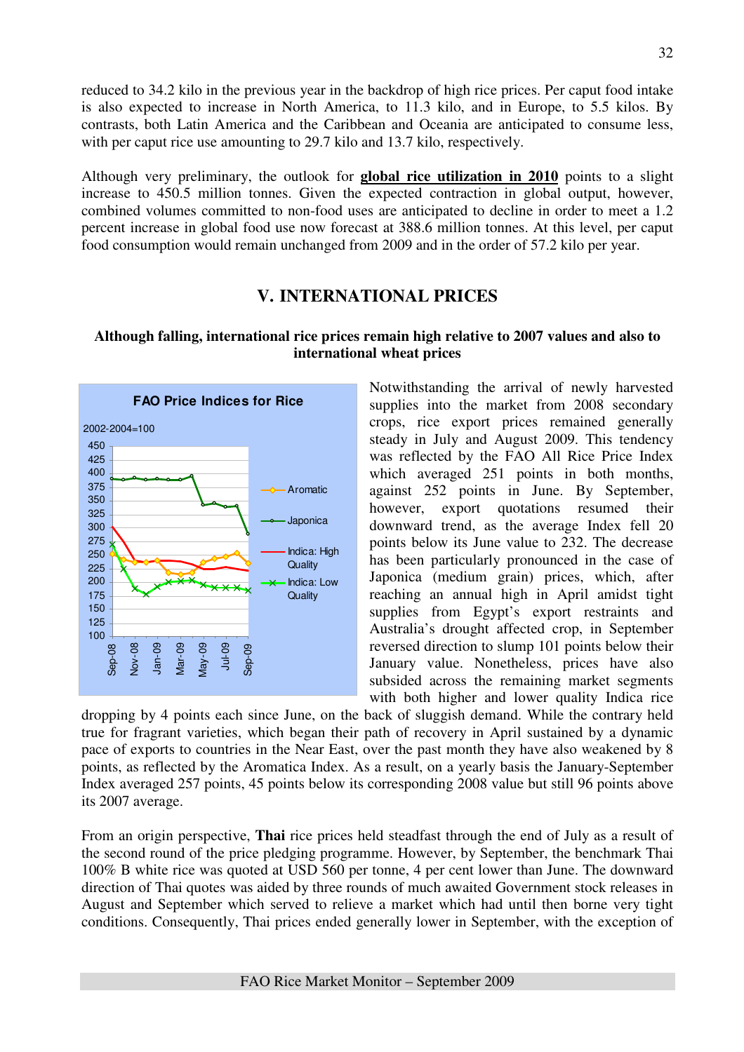reduced to 34.2 kilo in the previous year in the backdrop of high rice prices. Per caput food intake is also expected to increase in North America, to 11.3 kilo, and in Europe, to 5.5 kilos. By contrasts, both Latin America and the Caribbean and Oceania are anticipated to consume less, with per caput rice use amounting to 29.7 kilo and 13.7 kilo, respectively.

Although very preliminary, the outlook for **global rice utilization in 2010** points to a slight increase to 450.5 million tonnes. Given the expected contraction in global output, however, combined volumes committed to non-food uses are anticipated to decline in order to meet a 1.2 percent increase in global food use now forecast at 388.6 million tonnes. At this level, per caput food consumption would remain unchanged from 2009 and in the order of 57.2 kilo per year.

## V. INTERNATIONAL PRICES

**Although falling, international rice prices remain high relative to 2007 values and also to international wheat prices**

FAO Price Indices for Rice

2002-2004=100

Notwithstanding the arrival of newly harvested supplies into the market from 2008 secondary crops, rice export prices remained generally steady in July and August 2009. This tendency was reflected by the FAO All Rice Price Index which averaged 251 points in both months, against 252 points in June. By September, however, export quotations resumed their downward trend, as the average Index fell 20 points below its June value to 232. The decrease has been particularly pronounced in the case of Japonica (medium grain) prices, which, after reaching an annual high in April amidst tight supplies from Egypt's export restraints and Australia's drought affected crop, in September reversed direction to slump 101 points below their January value. Nonetheless, prices have also subsided across the remaining market segments with both higher and lower quality Indica rice dropping by 4 points each since June, on the back of sluggish demand. While the contrary held true for fragrant varieties, which began their path of recovery in April sustained by a dynamic pace of exports to countries in the Near East, over the past month they have also weakened by 8 points, as reflected by the Aromatica Index. As a result, on a yearly basis the January-September Index averaged 257 points, 45 points below its corresponding 2008 value but still 96 points above its 2007 average.

From an origin perspective, **Thai** rice prices held steadfast through the end of July as a result of the second round of the price pledging programme. However, by September, the benchmark Thai 100% B white rice was quoted at USD 560 per tonne, 4 per cent lower than June. The downward direction of Thai quotes was aided by three rounds of much awaited Government stock releases in August and September which served to relieve a market which had until then borne very tight conditions. Consequently, Thai prices ended generally lower in September, with the exception of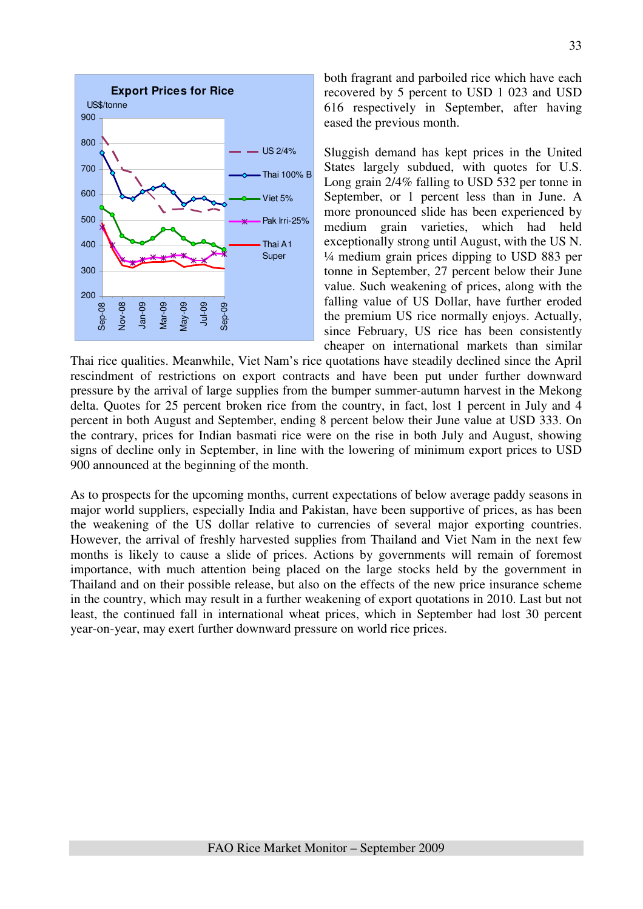both fragrant and parboiled rice which have each recovered by 5 percent to USD 1 023 and USD 616 respectively in September, after having eased the previous month.

Sluggish demand has kept prices in the United States largely subdued, with quotes for U.S. Long grain 2/4% falling to USD 532 per tonne in September, or 1 percent less than in June. A more pronounced slide has been experienced by medium grain varieties, which had held exceptionally strong until August, with the US N. ¼ medium grain prices dipping to USD 883 per tonne in September, 27 percent below their June value. Such weakening of prices, along with the falling value of US Dollar, have further eroded the premium US rice normally enjoys. Actually, since February, US rice has been consistently cheaper on international markets than similar Thai rice qualities. Meanwhile, Viet Nam's rice quotations have steadily declined since the April rescindment of restrictions on export contracts and have been put under further downward pressure by the arrival of large supplies from the bumper summer-autumn harvest in the Mekong delta. Quotes for 25 percent broken rice from the country, in fact, lost 1 percent in July and 4 percent in both August and September, ending 8 percent below their June value at USD 333. On the contrary, prices for Indian basmati rice were on the rise in both July and August, showing signs of decline only in September, in line with the lowering of minimum export prices to USD 900 announced at the beginning of the month.

As to prospects for the upcoming months, current expectations of below average paddy seasons in major world suppliers, especially India and Pakistan, have been supportive of prices, as has been the weakening of the US dollar relative to currencies of several major exporting countries. However, the arrival of freshly harvested supplies from Thailand and Viet Nam in the next few months is likely to cause a slide of prices. Actions by governments will remain of foremost importance, with much attention being placed on the large stocks held by the government in Thailand and on their possible release, but also on the effects of the new price insurance scheme in the country, which may result in a further weakening of export quotations in 2010. Last but not least, the continued fall in international wheat prices, which in September had lost 30 percent year-on-year, may exert further downward pressure on world rice prices.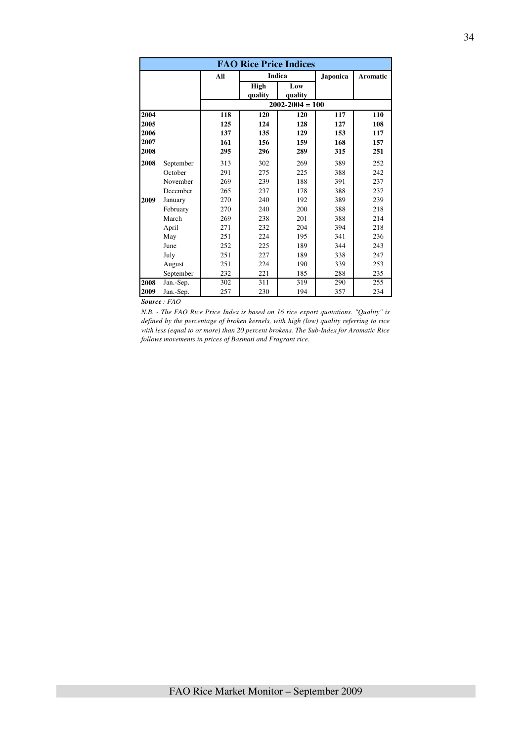**FAO Rice Price Indices**

| | | All | Indica | | Japonica | Aromatic |
|---|---|---|---|---|---|---|
| | | | High quality | Low quality | | |
| | | 2002-2004 = 100 | | | | |
| **2004** | | **118** | **120** | **120** | **117** | **110** |
| **2005** | | **125** | **124** | **128** | **127** | **108** |
| **2006** | | **137** | **135** | **129** | **153** | **117** |
| **2007** | | **161** | **156** | **159** | **168** | **157** |
| **2008** | | **295** | **296** | **289** | **315** | **251** |
| **2008** | September | 313 | 302 | 269 | 389 | 252 |
| | October | 291 | 275 | 225 | 388 | 242 |
| | November | 269 | 239 | 188 | 391 | 237 |
| | December | 265 | 237 | 178 | 388 | 237 |
| **2009** | January | 270 | 240 | 192 | 389 | 239 |
| | February | 270 | 240 | 200 | 388 | 218 |
| | March | 269 | 238 | 201 | 388 | 214 |
| | April | 271 | 232 | 204 | 394 | 218 |
| | May | 251 | 224 | 195 | 341 | 236 |
| | June | 252 | 225 | 189 | 344 | 243 |
| | July | 251 | 227 | 189 | 338 | 247 |
| | August | 251 | 224 | 190 | 339 | 253 |
| | September | 232 | 221 | 185 | 288 | 235 |
| **2008** | Jan.-Sep. | 302 | 311 | 319 | 290 | 255 |
| **2009** | Jan.-Sep. | 257 | 230 | 194 | 357 | 234 |

***Source*** *: FAO*

*N.B. - The FAO Rice Price Index is based on 16 rice export quotations. "Quality" is defined by the percentage of broken kernels, with high (low) quality referring to rice with less (equal to or more) than 20 percent brokens. The Sub-Index for Aromatic Rice follows movements in prices of Basmati and Fragrant rice.*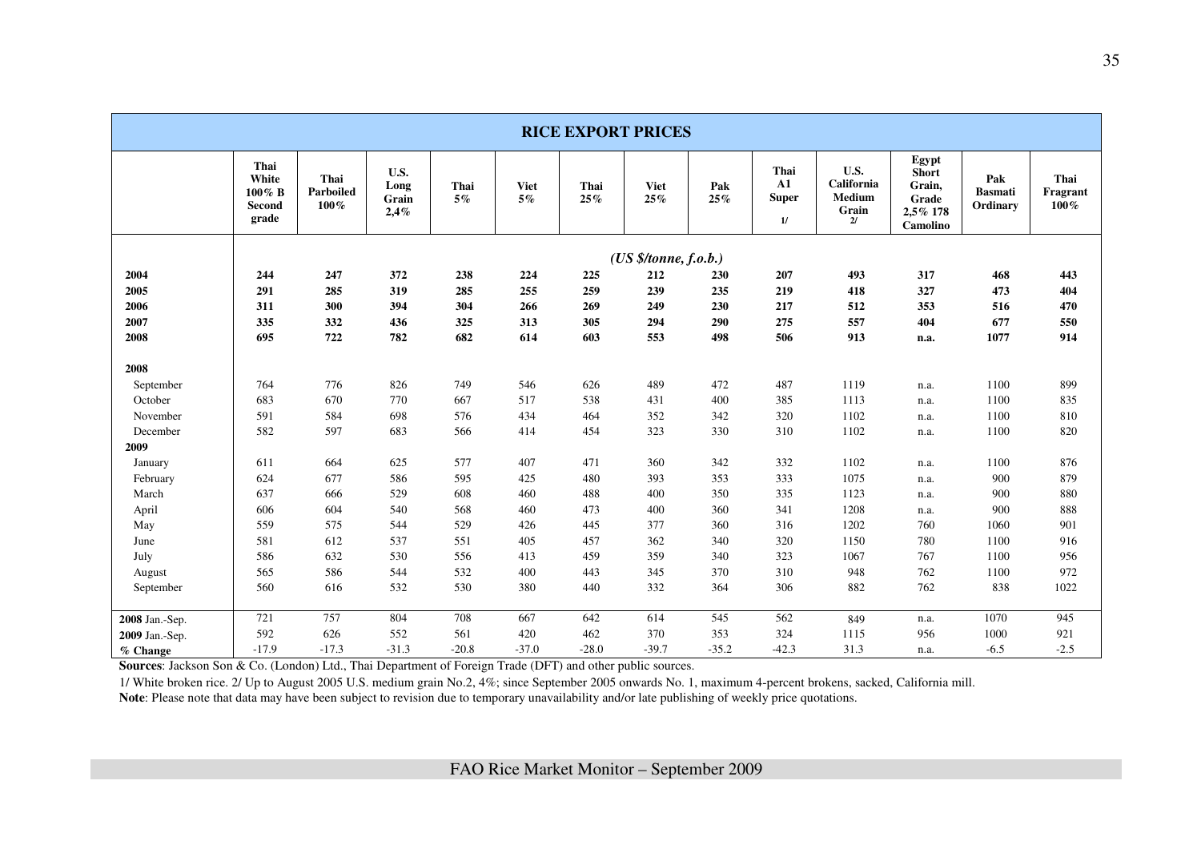## RICE EXPORT PRICES

| | Thai White 100% B Second grade | Thai Parboiled 100% | U.S. Long Grain 2,4% | Thai 5% | Viet 5% | Thai 25% | Viet 25% | Pak 25% | Thai A1 Super 1/ | U.S. California Medium Grain 2/ | Egypt Short Grain, Grade 2,5% 178 Camolino | Pak Basmati Ordinary | Thai Fragrant 100% |
|---|---|---|---|---|---|---|---|---|---|---|---|---|---|
| | | | | | | | *(US $/tonne, f.o.b.)* | | | | | | |
| **2004** | **244** | **247** | **372** | **238** | **224** | **225** | **212** | **230** | **207** | **493** | **317** | **468** | **443** |
| **2005** | **291** | **285** | **319** | **285** | **255** | **259** | **239** | **235** | **219** | **418** | **327** | **473** | **404** |
| **2006** | **311** | **300** | **394** | **304** | **266** | **269** | **249** | **230** | **217** | **512** | **353** | **516** | **470** |
| **2007** | **335** | **332** | **436** | **325** | **313** | **305** | **294** | **290** | **275** | **557** | **404** | **677** | **550** |
| **2008** | **695** | **722** | **782** | **682** | **614** | **603** | **553** | **498** | **506** | **913** | **n.a.** | **1077** | **914** |
| **2008** | | | | | | | | | | | | | |
| September | 764 | 776 | 826 | 749 | 546 | 626 | 489 | 472 | 487 | 1119 | n.a. | 1100 | 899 |
| October | 683 | 670 | 770 | 667 | 517 | 538 | 431 | 400 | 385 | 1113 | n.a. | 1100 | 835 |
| November | 591 | 584 | 698 | 576 | 434 | 464 | 352 | 342 | 320 | 1102 | n.a. | 1100 | 810 |
| December | 582 | 597 | 683 | 566 | 414 | 454 | 323 | 330 | 310 | 1102 | n.a. | 1100 | 820 |
| **2009** | | | | | | | | | | | | | |
| January | 611 | 664 | 625 | 577 | 407 | 471 | 360 | 342 | 332 | 1102 | n.a. | 1100 | 876 |
| February | 624 | 677 | 586 | 595 | 425 | 480 | 393 | 353 | 333 | 1075 | n.a. | 900 | 879 |
| March | 637 | 666 | 529 | 608 | 460 | 488 | 400 | 350 | 335 | 1123 | n.a. | 900 | 880 |
| April | 606 | 604 | 540 | 568 | 460 | 473 | 400 | 360 | 341 | 1208 | n.a. | 900 | 888 |
| May | 559 | 575 | 544 | 529 | 426 | 445 | 377 | 360 | 316 | 1202 | 760 | 1060 | 901 |
| June | 581 | 612 | 537 | 551 | 405 | 457 | 362 | 340 | 320 | 1150 | 780 | 1100 | 916 |
| July | 586 | 632 | 530 | 556 | 413 | 459 | 359 | 340 | 323 | 1067 | 767 | 1100 | 956 |
| August | 565 | 586 | 544 | 532 | 400 | 443 | 345 | 370 | 310 | 948 | 762 | 1100 | 972 |
| September | 560 | 616 | 532 | 530 | 380 | 440 | 332 | 364 | 306 | 882 | 762 | 838 | 1022 |
| **2008** Jan.-Sep. | 721 | 757 | 804 | 708 | 667 | 642 | 614 | 545 | 562 | 849 | n.a. | 1070 | 945 |
| **2009** Jan.-Sep. | 592 | 626 | 552 | 561 | 420 | 462 | 370 | 353 | 324 | 1115 | 956 | 1000 | 921 |
| **% Change** | -17.9 | -17.3 | -31.3 | -20.8 | -37.0 | -28.0 | -39.7 | -35.2 | -42.3 | 31.3 | n.a. | -6.5 | -2.5 |

**Sources**: Jackson Son & Co. (London) Ltd., Thai Department of Foreign Trade (DFT) and other public sources.

1/ White broken rice. 2/ Up to August 2005 U.S. medium grain No.2, 4%; since September 2005 onwards No. 1, maximum 4-percent brokens, sacked, California mill.

**Note**: Please note that data may have been subject to revision due to temporary unavailability and/or late publishing of weekly price quotations.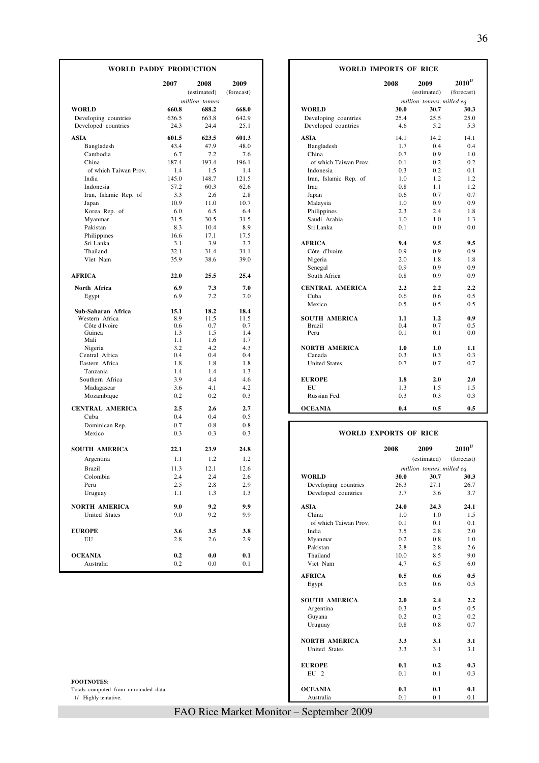## WORLD PADDY PRODUCTION

| | 2007 | 2008 (estimated) | 2009 (forecast) |
|---|---|---|---|
| | *million tonnes* | | |
| **WORLD** | **660.8** | **688.2** | **668.0** |
| Developing countries | 636.5 | 663.8 | 642.9 |
| Developed countries | 24.3 | 24.4 | 25.1 |
| **ASIA** | **601.5** | **623.5** | **601.3** |
| Bangladesh | 43.4 | 47.9 | 48.0 |
| Cambodia | 6.7 | 7.2 | 7.6 |
| China | 187.4 | 193.4 | 196.1 |
| of which Taiwan Prov. | 1.4 | 1.5 | 1.4 |
| India | 145.0 | 148.7 | 121.5 |
| Indonesia | 57.2 | 60.3 | 62.6 |
| Iran, Islamic Rep. of | 3.3 | 2.6 | 2.8 |
| Japan | 10.9 | 11.0 | 10.7 |
| Korea Rep. of | 6.0 | 6.5 | 6.4 |
| Myanmar | 31.5 | 30.5 | 31.5 |
| Pakistan | 8.3 | 10.4 | 8.9 |
| Philippines | 16.6 | 17.1 | 17.5 |
| Sri Lanka | 3.1 | 3.9 | 3.7 |
| Thailand | 32.1 | 31.4 | 31.1 |
| Viet Nam | 35.9 | 38.6 | 39.0 |
| **AFRICA** | **22.0** | **25.5** | **25.4** |
| **North Africa** | **6.9** | **7.3** | **7.0** |
| Egypt | 6.9 | 7.2 | 7.0 |
| **Sub-Saharan Africa** | **15.1** | **18.2** | **18.4** |
| Western Africa | 8.9 | 11.5 | 11.5 |
| Côte d'Ivoire | 0.6 | 0.7 | 0.7 |
| Guinea | 1.3 | 1.5 | 1.4 |
| Mali | 1.1 | 1.6 | 1.7 |
| Nigeria | 3.2 | 4.2 | 4.3 |
| Central Africa | 0.4 | 0.4 | 0.4 |
| Eastern Africa | 1.8 | 1.8 | 1.8 |
| Tanzania | 1.4 | 1.4 | 1.3 |
| Southern Africa | 3.9 | 4.4 | 4.6 |
| Madagascar | 3.6 | 4.1 | 4.2 |
| Mozambique | 0.2 | 0.2 | 0.3 |
| **CENTRAL AMERICA** | **2.5** | **2.6** | **2.7** |
| Cuba | 0.4 | 0.4 | 0.5 |
| Dominican Rep. | 0.7 | 0.8 | 0.8 |
| Mexico | 0.3 | 0.3 | 0.3 |
| **SOUTH AMERICA** | **22.1** | **23.9** | **24.8** |
| Argentina | 1.1 | 1.2 | 1.2 |
| Brazil | 11.3 | 12.1 | 12.6 |
| Colombia | 2.4 | 2.4 | 2.6 |
| Peru | 2.5 | 2.8 | 2.9 |
| Uruguay | 1.1 | 1.3 | 1.3 |
| **NORTH AMERICA** | **9.0** | **9.2** | **9.9** |
| United States | 9.0 | 9.2 | 9.9 |
| **EUROPE** | **3.6** | **3.5** | **3.8** |
| EU | 2.8 | 2.6 | 2.9 |
| **OCEANIA** | **0.2** | **0.0** | **0.1** |
| Australia | 0.2 | 0.0 | 0.1 |

## WORLD IMPORTS OF RICE

| | 2008 | 2009 (estimated) | 2010[1/] (forecast) |
|---|---|---|---|
| | *million tonnes, milled eq.* | | |
| **WORLD** | **30.0** | **30.7** | **30.3** |
| Developing countries | 25.4 | 25.5 | 25.0 |
| Developed countries | 4.6 | 5.2 | 5.3 |
| **ASIA** | 14.1 | 14.2 | 14.1 |
| Bangladesh | 1.7 | 0.4 | 0.4 |
| China | 0.7 | 0.9 | 1.0 |
| of which Taiwan Prov. | 0.1 | 0.2 | 0.2 |
| Indonesia | 0.3 | 0.2 | 0.1 |
| Iran, Islamic Rep. of | 1.0 | 1.2 | 1.2 |
| Iraq | 0.8 | 1.1 | 1.2 |
| Japan | 0.6 | 0.7 | 0.7 |
| Malaysia | 1.0 | 0.9 | 0.9 |
| Philippines | 2.3 | 2.4 | 1.8 |
| Saudi Arabia | 1.0 | 1.0 | 1.3 |
| Sri Lanka | 0.1 | 0.0 | 0.0 |
| **AFRICA** | **9.4** | **9.5** | **9.5** |
| Côte d'Ivoire | 0.9 | 0.9 | 0.9 |
| Nigeria | 2.0 | 1.8 | 1.8 |
| Senegal | 0.9 | 0.9 | 0.9 |
| South Africa | 0.8 | 0.9 | 0.9 |
| **CENTRAL AMERICA** | **2.2** | **2.2** | **2.2** |
| Cuba | 0.6 | 0.6 | 0.5 |
| Mexico | 0.5 | 0.5 | 0.5 |
| **SOUTH AMERICA** | **1.1** | **1.2** | **0.9** |
| Brazil | 0.4 | 0.7 | 0.5 |
| Peru | 0.1 | 0.1 | 0.0 |
| **NORTH AMERICA** | **1.0** | **1.0** | **1.1** |
| Canada | 0.3 | 0.3 | 0.3 |
| United States | 0.7 | 0.7 | 0.7 |
| **EUROPE** | **1.8** | **2.0** | **2.0** |
| EU | 1.3 | 1.5 | 1.5 |
| Russian Fed. | 0.3 | 0.3 | 0.3 |
| **OCEANIA** | **0.4** | **0.5** | **0.5** |

## WORLD EXPORTS OF RICE

| | 2008 | 2009 (estimated) | 2010[1/] (forecast) |
|---|---|---|---|
| | *million tonnes, milled eq.* | | |
| **WORLD** | **30.0** | **30.7** | **30.3** |
| Developing countries | 26.3 | 27.1 | 26.7 |
| Developed countries | 3.7 | 3.6 | 3.7 |
| **ASIA** | **24.0** | **24.3** | **24.1** |
| China | 1.0 | 1.0 | 1.5 |
| of which Taiwan Prov. | 0.1 | 0.1 | 0.1 |
| India | 3.5 | 2.8 | 2.0 |
| Myanmar | 0.2 | 0.8 | 1.0 |
| Pakistan | 2.8 | 2.8 | 2.6 |
| Thailand | 10.0 | 8.5 | 9.0 |
| Viet Nam | 4.7 | 6.5 | 6.0 |
| **AFRICA** | **0.5** | **0.6** | **0.5** |
| Egypt | 0.5 | 0.6 | 0.5 |
| **SOUTH AMERICA** | **2.0** | **2.4** | **2.2** |
| Argentina | 0.3 | 0.5 | 0.5 |
| Guyana | 0.2 | 0.2 | 0.2 |
| Uruguay | 0.8 | 0.8 | 0.7 |
| **NORTH AMERICA** | **3.3** | **3.1** | **3.1** |
| United States | 3.3 | 3.1 | 3.1 |
| **EUROPE** | **0.1** | **0.2** | **0.3** |
| EU 2 | 0.1 | 0.1 | 0.3 |
| **OCEANIA** | **0.1** | **0.1** | **0.1** |
| Australia | 0.1 | 0.1 | 0.1 |

**FOOTNOTES:**
Totals computed from unrounded data.
1/ Highly tentative.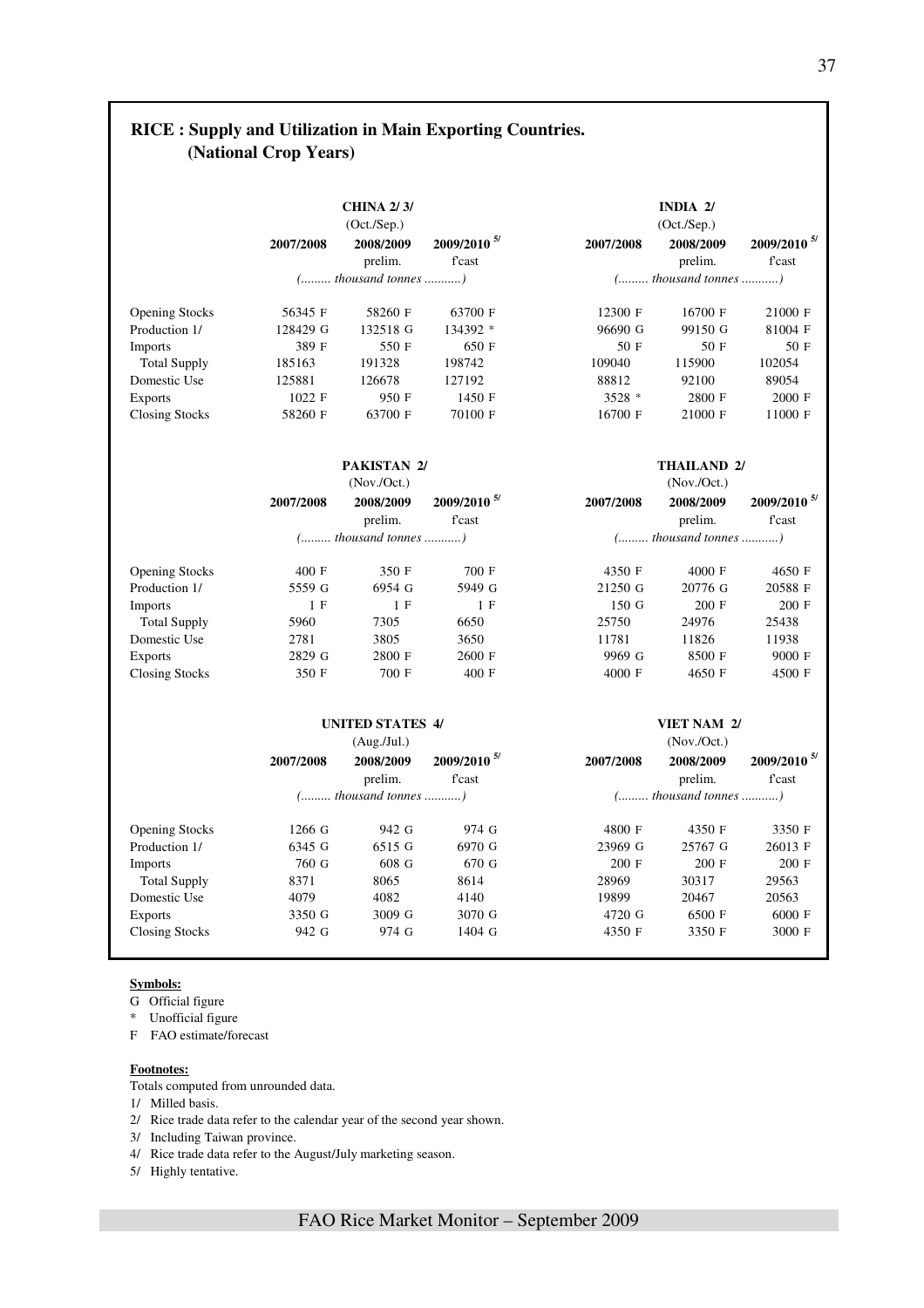## RICE : Supply and Utilization in Main Exporting Countries. (National Crop Years)

| | CHINA 2/ 3/ (Oct./Sep.) | | | INDIA 2/ (Oct./Sep.) | | |
|---|---|---|---|---|---|---|
| | 2007/2008 | 2008/2009 prelim. | 2009/2010 5/ f'cast | 2007/2008 | 2008/2009 prelim. | 2009/2010 5/ f'cast |
| | *(......... thousand tonnes ...........)* | | | *(......... thousand tonnes ...........)* | | |
| Opening Stocks | 56345 F | 58260 F | 63700 F | 12300 F | 16700 F | 21000 F |
| Production 1/ | 128429 G | 132518 G | 134392 * | 96690 G | 99150 G | 81004 F |
| Imports | 389 F | 550 F | 650 F | 50 F | 50 F | 50 F |
| Total Supply | 185163 | 191328 | 198742 | 109040 | 115900 | 102054 |
| Domestic Use | 125881 | 126678 | 127192 | 88812 | 92100 | 89054 |
| Exports | 1022 F | 950 F | 1450 F | 3528 * | 2800 F | 2000 F |
| Closing Stocks | 58260 F | 63700 F | 70100 F | 16700 F | 21000 F | 11000 F |

| | PAKISTAN 2/ (Nov./Oct.) | | | THAILAND 2/ (Nov./Oct.) | | |
|---|---|---|---|---|---|---|
| | 2007/2008 | 2008/2009 prelim. | 2009/2010 5/ f'cast | 2007/2008 | 2008/2009 prelim. | 2009/2010 5/ f'cast |
| | *(......... thousand tonnes ...........)* | | | *(......... thousand tonnes ...........)* | | |
| Opening Stocks | 400 F | 350 F | 700 F | 4350 F | 4000 F | 4650 F |
| Production 1/ | 5559 G | 6954 G | 5949 G | 21250 G | 20776 G | 20588 F |
| Imports | 1 F | 1 F | 1 F | 150 G | 200 F | 200 F |
| Total Supply | 5960 | 7305 | 6650 | 25750 | 24976 | 25438 |
| Domestic Use | 2781 | 3805 | 3650 | 11781 | 11826 | 11938 |
| Exports | 2829 G | 2800 F | 2600 F | 9969 G | 8500 F | 9000 F |
| Closing Stocks | 350 F | 700 F | 400 F | 4000 F | 4650 F | 4500 F |

| | UNITED STATES 4/ (Aug./Jul.) | | | VIET NAM 2/ (Nov./Oct.) | | |
|---|---|---|---|---|---|---|
| | 2007/2008 | 2008/2009 prelim. | 2009/2010 5/ f'cast | 2007/2008 | 2008/2009 prelim. | 2009/2010 5/ f'cast |
| | *(......... thousand tonnes ...........)* | | | *(......... thousand tonnes ...........)* | | |
| Opening Stocks | 1266 G | 942 G | 974 G | 4800 F | 4350 F | 3350 F |
| Production 1/ | 6345 G | 6515 G | 6970 G | 23969 G | 25767 G | 26013 F |
| Imports | 760 G | 608 G | 670 G | 200 F | 200 F | 200 F |
| Total Supply | 8371 | 8065 | 8614 | 28969 | 30317 | 29563 |
| Domestic Use | 4079 | 4082 | 4140 | 19899 | 20467 | 20563 |
| Exports | 3350 G | 3009 G | 3070 G | 4720 G | 6500 F | 6000 F |
| Closing Stocks | 942 G | 974 G | 1404 G | 4350 F | 3350 F | 3000 F |

**Symbols:**

G Official figure

\* Unofficial figure

F FAO estimate/forecast

**Footnotes:**

Totals computed from unrounded data.

1/ Milled basis.

2/ Rice trade data refer to the calendar year of the second year shown.

3/ Including Taiwan province.

4/ Rice trade data refer to the August/July marketing season.

5/ Highly tentative.